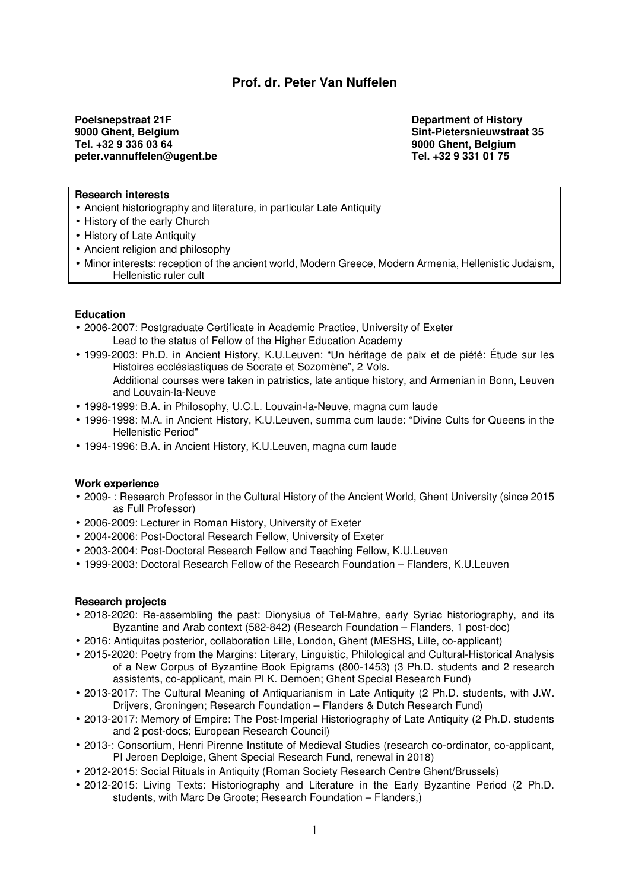# Prof. dr. Peter Van Nuffelen

**Poelsnepstraat 21F**
**9000 Ghent, Belgium**
**Tel. +32 9 336 03 64**
**peter.vannuffelen@ugent.be**

**Department of History**
**Sint-Pietersnieuwstraat 35**
**9000 Ghent, Belgium**
**Tel. +32 9 331 01 75**

**Research interests**

- Ancient historiography and literature, in particular Late Antiquity
- History of the early Church
- History of Late Antiquity
- Ancient religion and philosophy
- Minor interests: reception of the ancient world, Modern Greece, Modern Armenia, Hellenistic Judaism, Hellenistic ruler cult

**Education**

- 2006-2007: Postgraduate Certificate in Academic Practice, University of Exeter
  Lead to the status of Fellow of the Higher Education Academy
- 1999-2003: Ph.D. in Ancient History, K.U.Leuven: "Un héritage de paix et de piété: Étude sur les Histoires ecclésiastiques de Socrate et Sozomène", 2 Vols.
  Additional courses were taken in patristics, late antique history, and Armenian in Bonn, Leuven and Louvain-la-Neuve
- 1998-1999: B.A. in Philosophy, U.C.L. Louvain-la-Neuve, magna cum laude
- 1996-1998: M.A. in Ancient History, K.U.Leuven, summa cum laude: "Divine Cults for Queens in the Hellenistic Period"
- 1994-1996: B.A. in Ancient History, K.U.Leuven, magna cum laude

**Work experience**

- 2009- : Research Professor in the Cultural History of the Ancient World, Ghent University (since 2015 as Full Professor)
- 2006-2009: Lecturer in Roman History, University of Exeter
- 2004-2006: Post-Doctoral Research Fellow, University of Exeter
- 2003-2004: Post-Doctoral Research Fellow and Teaching Fellow, K.U.Leuven
- 1999-2003: Doctoral Research Fellow of the Research Foundation – Flanders, K.U.Leuven

**Research projects**

- 2018-2020: Re-assembling the past: Dionysius of Tel-Mahre, early Syriac historiography, and its Byzantine and Arab context (582-842) (Research Foundation – Flanders, 1 post-doc)
- 2016: Antiquitas posterior, collaboration Lille, London, Ghent (MESHS, Lille, co-applicant)
- 2015-2020: Poetry from the Margins: Literary, Linguistic, Philological and Cultural-Historical Analysis of a New Corpus of Byzantine Book Epigrams (800-1453) (3 Ph.D. students and 2 research assistents, co-applicant, main PI K. Demoen; Ghent Special Research Fund)
- 2013-2017: The Cultural Meaning of Antiquarianism in Late Antiquity (2 Ph.D. students, with J.W. Drijvers, Groningen; Research Foundation – Flanders & Dutch Research Fund)
- 2013-2017: Memory of Empire: The Post-Imperial Historiography of Late Antiquity (2 Ph.D. students and 2 post-docs; European Research Council)
- 2013-: Consortium, Henri Pirenne Institute of Medieval Studies (research co-ordinator, co-applicant, PI Jeroen Deploige, Ghent Special Research Fund, renewal in 2018)
- 2012-2015: Social Rituals in Antiquity (Roman Society Research Centre Ghent/Brussels)
- 2012-2015: Living Texts: Historiography and Literature in the Early Byzantine Period (2 Ph.D. students, with Marc De Groote; Research Foundation – Flanders,)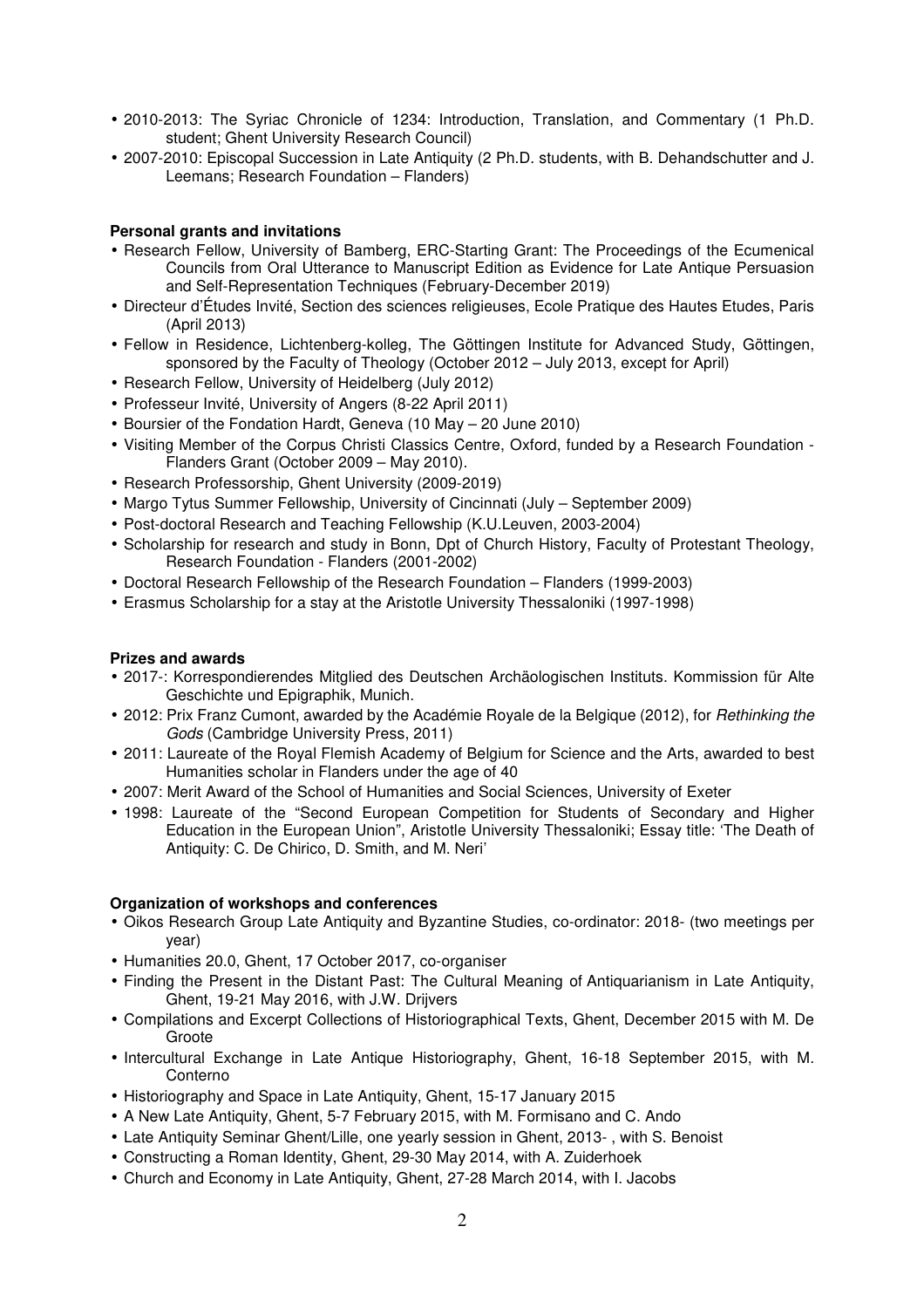- 2010-2013: The Syriac Chronicle of 1234: Introduction, Translation, and Commentary (1 Ph.D. student; Ghent University Research Council)
- 2007-2010: Episcopal Succession in Late Antiquity (2 Ph.D. students, with B. Dehandschutter and J. Leemans; Research Foundation – Flanders)

**Personal grants and invitations**

- Research Fellow, University of Bamberg, ERC-Starting Grant: The Proceedings of the Ecumenical Councils from Oral Utterance to Manuscript Edition as Evidence for Late Antique Persuasion and Self-Representation Techniques (February-December 2019)
- Directeur d'Études Invité, Section des sciences religieuses, Ecole Pratique des Hautes Etudes, Paris (April 2013)
- Fellow in Residence, Lichtenberg-kolleg, The Göttingen Institute for Advanced Study, Göttingen, sponsored by the Faculty of Theology (October 2012 – July 2013, except for April)
- Research Fellow, University of Heidelberg (July 2012)
- Professeur Invité, University of Angers (8-22 April 2011)
- Boursier of the Fondation Hardt, Geneva (10 May – 20 June 2010)
- Visiting Member of the Corpus Christi Classics Centre, Oxford, funded by a Research Foundation - Flanders Grant (October 2009 – May 2010).
- Research Professorship, Ghent University (2009-2019)
- Margo Tytus Summer Fellowship, University of Cincinnati (July – September 2009)
- Post-doctoral Research and Teaching Fellowship (K.U.Leuven, 2003-2004)
- Scholarship for research and study in Bonn, Dpt of Church History, Faculty of Protestant Theology, Research Foundation - Flanders (2001-2002)
- Doctoral Research Fellowship of the Research Foundation – Flanders (1999-2003)
- Erasmus Scholarship for a stay at the Aristotle University Thessaloniki (1997-1998)

**Prizes and awards**

- 2017-: Korrespondierendes Mitglied des Deutschen Archäologischen Instituts. Kommission für Alte Geschichte und Epigraphik, Munich.
- 2012: Prix Franz Cumont, awarded by the Académie Royale de la Belgique (2012), for *Rethinking the Gods* (Cambridge University Press, 2011)
- 2011: Laureate of the Royal Flemish Academy of Belgium for Science and the Arts, awarded to best Humanities scholar in Flanders under the age of 40
- 2007: Merit Award of the School of Humanities and Social Sciences, University of Exeter
- 1998: Laureate of the "Second European Competition for Students of Secondary and Higher Education in the European Union", Aristotle University Thessaloniki; Essay title: 'The Death of Antiquity: C. De Chirico, D. Smith, and M. Neri'

**Organization of workshops and conferences**

- Oikos Research Group Late Antiquity and Byzantine Studies, co-ordinator: 2018- (two meetings per year)
- Humanities 20.0, Ghent, 17 October 2017, co-organiser
- Finding the Present in the Distant Past: The Cultural Meaning of Antiquarianism in Late Antiquity, Ghent, 19-21 May 2016, with J.W. Drijvers
- Compilations and Excerpt Collections of Historiographical Texts, Ghent, December 2015 with M. De Groote
- Intercultural Exchange in Late Antique Historiography, Ghent, 16-18 September 2015, with M. Conterno
- Historiography and Space in Late Antiquity, Ghent, 15-17 January 2015
- A New Late Antiquity, Ghent, 5-7 February 2015, with M. Formisano and C. Ando
- Late Antiquity Seminar Ghent/Lille, one yearly session in Ghent, 2013- , with S. Benoist
- Constructing a Roman Identity, Ghent, 29-30 May 2014, with A. Zuiderhoek
- Church and Economy in Late Antiquity, Ghent, 27-28 March 2014, with I. Jacobs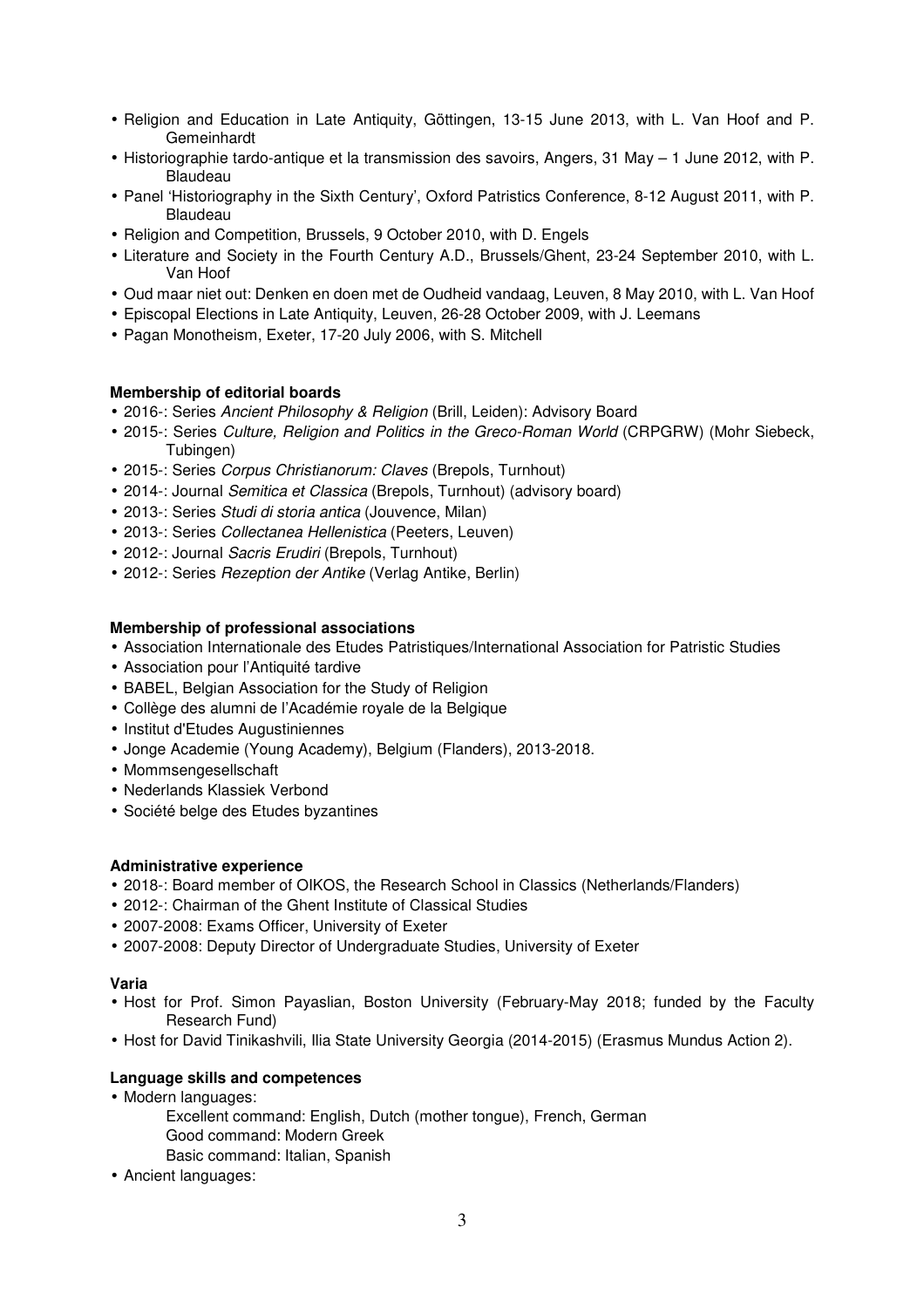- Religion and Education in Late Antiquity, Göttingen, 13-15 June 2013, with L. Van Hoof and P. Gemeinhardt
- Historiographie tardo-antique et la transmission des savoirs, Angers, 31 May – 1 June 2012, with P. Blaudeau
- Panel 'Historiography in the Sixth Century', Oxford Patristics Conference, 8-12 August 2011, with P. Blaudeau
- Religion and Competition, Brussels, 9 October 2010, with D. Engels
- Literature and Society in the Fourth Century A.D., Brussels/Ghent, 23-24 September 2010, with L. Van Hoof
- Oud maar niet out: Denken en doen met de Oudheid vandaag, Leuven, 8 May 2010, with L. Van Hoof
- Episcopal Elections in Late Antiquity, Leuven, 26-28 October 2009, with J. Leemans
- Pagan Monotheism, Exeter, 17-20 July 2006, with S. Mitchell

**Membership of editorial boards**

- 2016-: Series *Ancient Philosophy & Religion* (Brill, Leiden): Advisory Board
- 2015-: Series *Culture, Religion and Politics in the Greco-Roman World* (CRPGRW) (Mohr Siebeck, Tubingen)
- 2015-: Series *Corpus Christianorum: Claves* (Brepols, Turnhout)
- 2014-: Journal *Semitica et Classica* (Brepols, Turnhout) (advisory board)
- 2013-: Series *Studi di storia antica* (Jouvence, Milan)
- 2013-: Series *Collectanea Hellenistica* (Peeters, Leuven)
- 2012-: Journal *Sacris Erudiri* (Brepols, Turnhout)
- 2012-: Series *Rezeption der Antike* (Verlag Antike, Berlin)

**Membership of professional associations**

- Association Internationale des Etudes Patristiques/International Association for Patristic Studies
- Association pour l'Antiquité tardive
- BABEL, Belgian Association for the Study of Religion
- Collège des alumni de l'Académie royale de la Belgique
- Institut d'Etudes Augustiniennes
- Jonge Academie (Young Academy), Belgium (Flanders), 2013-2018.
- Mommsengesellschaft
- Nederlands Klassiek Verbond
- Société belge des Etudes byzantines

**Administrative experience**

- 2018-: Board member of OIKOS, the Research School in Classics (Netherlands/Flanders)
- 2012-: Chairman of the Ghent Institute of Classical Studies
- 2007-2008: Exams Officer, University of Exeter
- 2007-2008: Deputy Director of Undergraduate Studies, University of Exeter

**Varia**

- Host for Prof. Simon Payaslian, Boston University (February-May 2018; funded by the Faculty Research Fund)
- Host for David Tinikashvili, Ilia State University Georgia (2014-2015) (Erasmus Mundus Action 2).

**Language skills and competences**

- Modern languages:
  - Excellent command: English, Dutch (mother tongue), French, German
  - Good command: Modern Greek
  - Basic command: Italian, Spanish
- Ancient languages: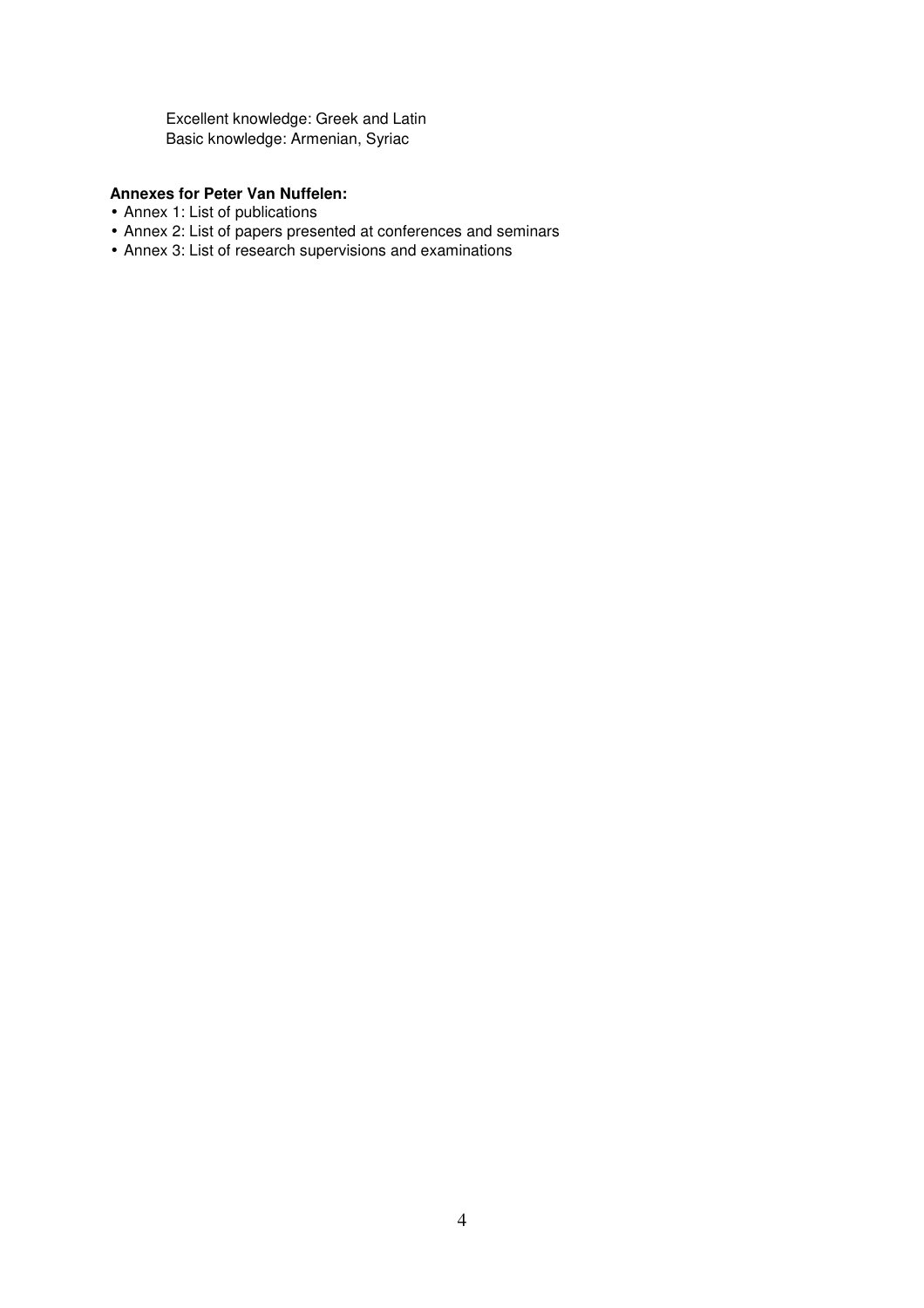Excellent knowledge: Greek and Latin
Basic knowledge: Armenian, Syriac

**Annexes for Peter Van Nuffelen:**

- Annex 1: List of publications
- Annex 2: List of papers presented at conferences and seminars
- Annex 3: List of research supervisions and examinations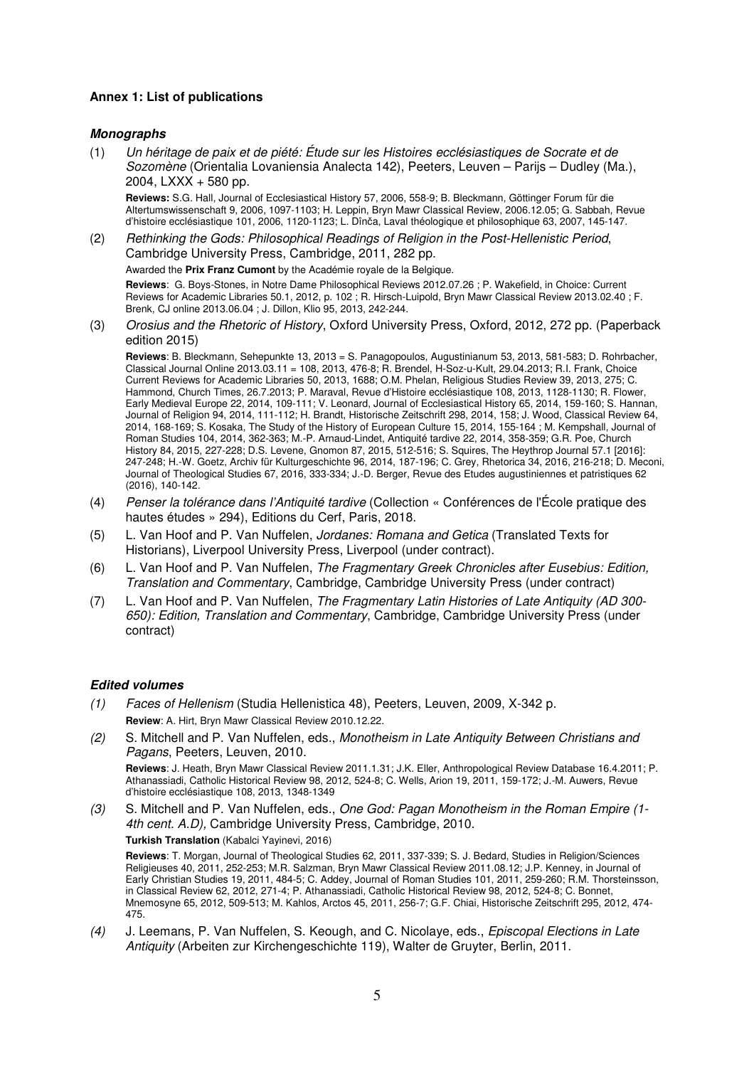**Annex 1: List of publications**

***Monographs***

(1) *Un héritage de paix et de piété: Étude sur les Histoires ecclésiastiques de Socrate et de Sozomène* (Orientalia Lovaniensia Analecta 142), Peeters, Leuven – Parijs – Dudley (Ma.), 2004, LXXX + 580 pp.

**Reviews:** S.G. Hall, Journal of Ecclesiastical History 57, 2006, 558-9; B. Bleckmann, Göttinger Forum für die Altertumswissenschaft 9, 2006, 1097-1103; H. Leppin, Bryn Mawr Classical Review, 2006.12.05; G. Sabbah, Revue d'histoire ecclésiastique 101, 2006, 1120-1123; L. Dînča, Laval théologique et philosophique 63, 2007, 145-147.

(2) *Rethinking the Gods: Philosophical Readings of Religion in the Post-Hellenistic Period*, Cambridge University Press, Cambridge, 2011, 282 pp.

Awarded the **Prix Franz Cumont** by the Académie royale de la Belgique.

**Reviews**: G. Boys-Stones, in Notre Dame Philosophical Reviews 2012.07.26 ; P. Wakefield, in Choice: Current Reviews for Academic Libraries 50.1, 2012, p. 102 ; R. Hirsch-Luipold, Bryn Mawr Classical Review 2013.02.40 ; F. Brenk, CJ online 2013.06.04 ; J. Dillon, Klio 95, 2013, 242-244.

(3) *Orosius and the Rhetoric of History*, Oxford University Press, Oxford, 2012, 272 pp. (Paperback edition 2015)

**Reviews**: B. Bleckmann, Sehepunkte 13, 2013 = S. Panagopoulos, Augustinianum 53, 2013, 581-583; D. Rohrbacher, Classical Journal Online 2013.03.11 = 108, 2013, 476-8; R. Brendel, H-Soz-u-Kult, 29.04.2013; R.I. Frank, Choice Current Reviews for Academic Libraries 50, 2013, 1688; O.M. Phelan, Religious Studies Review 39, 2013, 275; C. Hammond, Church Times, 26.7.2013; P. Maraval, Revue d'Histoire ecclésiastique 108, 2013, 1128-1130; R. Flower, Early Medieval Europe 22, 2014, 109-111; V. Leonard, Journal of Ecclesiastical History 65, 2014, 159-160; S. Hannan, Journal of Religion 94, 2014, 111-112; H. Brandt, Historische Zeitschrift 298, 2014, 158; J. Wood, Classical Review 64, 2014, 168-169; S. Kosaka, The Study of the History of European Culture 15, 2014, 155-164 ; M. Kempshall, Journal of Roman Studies 104, 2014, 362-363; M.-P. Arnaud-Lindet, Antiquité tardive 22, 2014, 358-359; G.R. Poe, Church History 84, 2015, 227-228; D.S. Levene, Gnomon 87, 2015, 512-516; S. Squires, The Heythrop Journal 57.1 [2016]: 247-248; H.-W. Goetz, Archiv für Kulturgeschichte 96, 2014, 187-196; C. Grey, Rhetorica 34, 2016, 216-218; D. Meconi, Journal of Theological Studies 67, 2016, 333-334; J.-D. Berger, Revue des Etudes augustiniennes et patristiques 62 (2016), 140-142.

(4) *Penser la tolérance dans l'Antiquité tardive* (Collection « Conférences de l'École pratique des hautes études » 294), Editions du Cerf, Paris, 2018.

(5) L. Van Hoof and P. Van Nuffelen, *Jordanes: Romana and Getica* (Translated Texts for Historians), Liverpool University Press, Liverpool (under contract).

(6) L. Van Hoof and P. Van Nuffelen, *The Fragmentary Greek Chronicles after Eusebius: Edition, Translation and Commentary*, Cambridge, Cambridge University Press (under contract)

(7) L. Van Hoof and P. Van Nuffelen, *The Fragmentary Latin Histories of Late Antiquity (AD 300-650): Edition, Translation and Commentary*, Cambridge, Cambridge University Press (under contract)

***Edited volumes***

*(1)* *Faces of Hellenism* (Studia Hellenistica 48), Peeters, Leuven, 2009, X-342 p.

**Review**: A. Hirt, Bryn Mawr Classical Review 2010.12.22.

*(2)* S. Mitchell and P. Van Nuffelen, eds., *Monotheism in Late Antiquity Between Christians and Pagans*, Peeters, Leuven, 2010.

**Reviews**: J. Heath, Bryn Mawr Classical Review 2011.1.31; J.K. Eller, Anthropological Review Database 16.4.2011; P. Athanassiadi, Catholic Historical Review 98, 2012, 524-8; C. Wells, Arion 19, 2011, 159-172; J.-M. Auwers, Revue d'histoire ecclésiastique 108, 2013, 1348-1349

*(3)* S. Mitchell and P. Van Nuffelen, eds., *One God: Pagan Monotheism in the Roman Empire (1-4th cent. A.D)*, Cambridge University Press, Cambridge, 2010.

**Turkish Translation** (Kabalci Yayinevi, 2016)

**Reviews**: T. Morgan, Journal of Theological Studies 62, 2011, 337-339; S. J. Bedard, Studies in Religion/Sciences Religieuses 40, 2011, 252-253; M.R. Salzman, Bryn Mawr Classical Review 2011.08.12; J.P. Kenney, in Journal of Early Christian Studies 19, 2011, 484-5; C. Addey, Journal of Roman Studies 101, 2011, 259-260; R.M. Thorsteinsson, in Classical Review 62, 2012, 271-4; P. Athanassiadi, Catholic Historical Review 98, 2012, 524-8; C. Bonnet, Mnemosyne 65, 2012, 509-513; M. Kahlos, Arctos 45, 2011, 256-7; G.F. Chiai, Historische Zeitschrift 295, 2012, 474-475.

*(4)* J. Leemans, P. Van Nuffelen, S. Keough, and C. Nicolaye, eds., *Episcopal Elections in Late Antiquity* (Arbeiten zur Kirchengeschichte 119), Walter de Gruyter, Berlin, 2011.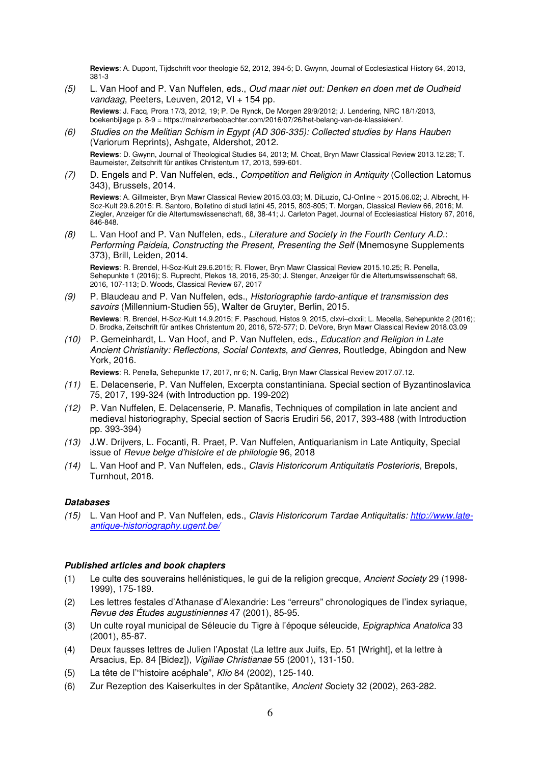**Reviews**: A. Dupont, Tijdschrift voor theologie 52, 2012, 394-5; D. Gwynn, Journal of Ecclesiastical History 64, 2013, 381-3

*(5)* L. Van Hoof and P. Van Nuffelen, eds., *Oud maar niet out: Denken en doen met de Oudheid vandaag*, Peeters, Leuven, 2012, VI + 154 pp.

**Reviews**: J. Facq, Prora 17/3, 2012, 19; P. De Rynck, De Morgen 29/9/2012; J. Lendering, NRC 18/1/2013, boekenbijlage p. 8-9 = https://mainzerbeobachter.com/2016/07/26/het-belang-van-de-klassieken/.

*(6)* *Studies on the Melitian Schism in Egypt (AD 306-335): Collected studies by Hans Hauben* (Variorum Reprints), Ashgate, Aldershot, 2012.

**Reviews**: D. Gwynn, Journal of Theological Studies 64, 2013; M. Choat, Bryn Mawr Classical Review 2013.12.28; T. Baumeister, Zeitschrift für antikes Christentum 17, 2013, 599-601.

*(7)* D. Engels and P. Van Nuffelen, eds., *Competition and Religion in Antiquity* (Collection Latomus 343), Brussels, 2014.

**Reviews**: A. Gillmeister, Bryn Mawr Classical Review 2015.03.03; M. DiLuzio, CJ-Online ~ 2015.06.02; J. Albrecht, H-Soz-Kult 29.6.2015: R. Santoro, Bolletino di studi latini 45, 2015, 803-805; T. Morgan, Classical Review 66, 2016; M. Ziegler, Anzeiger für die Altertumswissenschaft, 68, 38-41; J. Carleton Paget, Journal of Ecclesiastical History 67, 2016, 846-848.

*(8)* L. Van Hoof and P. Van Nuffelen, eds., *Literature and Society in the Fourth Century A.D.: Performing Paideia, Constructing the Present, Presenting the Self* (Mnemosyne Supplements 373), Brill, Leiden, 2014.

**Reviews**: R. Brendel, H-Soz-Kult 29.6.2015; R. Flower, Bryn Mawr Classical Review 2015.10.25; R. Penella, Sehepunkte 1 (2016); S. Ruprecht, Plekos 18, 2016, 25-30; J. Stenger, Anzeiger für die Altertumswissenschaft 68, 2016, 107-113; D. Woods, Classical Review 67, 2017

*(9)* P. Blaudeau and P. Van Nuffelen, eds., *Historiographie tardo-antique et transmission des savoirs* (Millennium-Studien 55), Walter de Gruyter, Berlin, 2015.

**Reviews**: R. Brendel, H-Soz-Kult 14.9.2015; F. Paschoud, Histos 9, 2015, clxvi–clxxii; L. Mecella, Sehepunkte 2 (2016); D. Brodka, Zeitschrift für antikes Christentum 20, 2016, 572-577; D. DeVore, Bryn Mawr Classical Review 2018.03.09

*(10)* P. Gemeinhardt, L. Van Hoof, and P. Van Nuffelen, eds., *Education and Religion in Late Ancient Christianity: Reflections, Social Contexts, and Genres,* Routledge, Abingdon and New York, 2016.

**Reviews**: R. Penella, Sehepunkte 17, 2017, nr 6; N. Carlig, Bryn Mawr Classical Review 2017.07.12.

*(11)* E. Delacenserie, P. Van Nuffelen, Excerpta constantiniana. Special section of Byzantinoslavica 75, 2017, 199-324 (with Introduction pp. 199-202)

*(12)* P. Van Nuffelen, E. Delacenserie, P. Manafis, Techniques of compilation in late ancient and medieval historiography, Special section of Sacris Erudiri 56, 2017, 393-488 (with Introduction pp. 393-394)

*(13)* J.W. Drijvers, L. Focanti, R. Praet, P. Van Nuffelen, Antiquarianism in Late Antiquity, Special issue of *Revue belge d'histoire et de philologie* 96, 2018

*(14)* L. Van Hoof and P. Van Nuffelen, eds., *Clavis Historicorum Antiquitatis Posterioris*, Brepols, Turnhout, 2018.

### *Databases*

*(15)* L. Van Hoof and P. Van Nuffelen, eds., *Clavis Historicorum Tardae Antiquitatis:* [http://www.late-antique-historiography.ugent.be/](http://www.late-antique-historiography.ugent.be/)

### *Published articles and book chapters*

(1) Le culte des souverains hellénistiques, le gui de la religion grecque, *Ancient Society* 29 (1998-1999), 175-189.

(2) Les lettres festales d'Athanase d'Alexandrie: Les "erreurs" chronologiques de l'index syriaque, *Revue des Études augustiniennes* 47 (2001), 85-95.

(3) Un culte royal municipal de Séleucie du Tigre à l'époque séleucide, *Epigraphica Anatolica* 33 (2001), 85-87.

(4) Deux fausses lettres de Julien l'Apostat (La lettre aux Juifs, Ep. 51 [Wright], et la lettre à Arsacius, Ep. 84 [Bidez]), *Vigiliae Christianae* 55 (2001), 131-150.

(5) La tête de l'"histoire acéphale", *Klio* 84 (2002), 125-140.

(6) Zur Rezeption des Kaiserkultes in der Spätantike, *Ancient Society* 32 (2002), 263-282.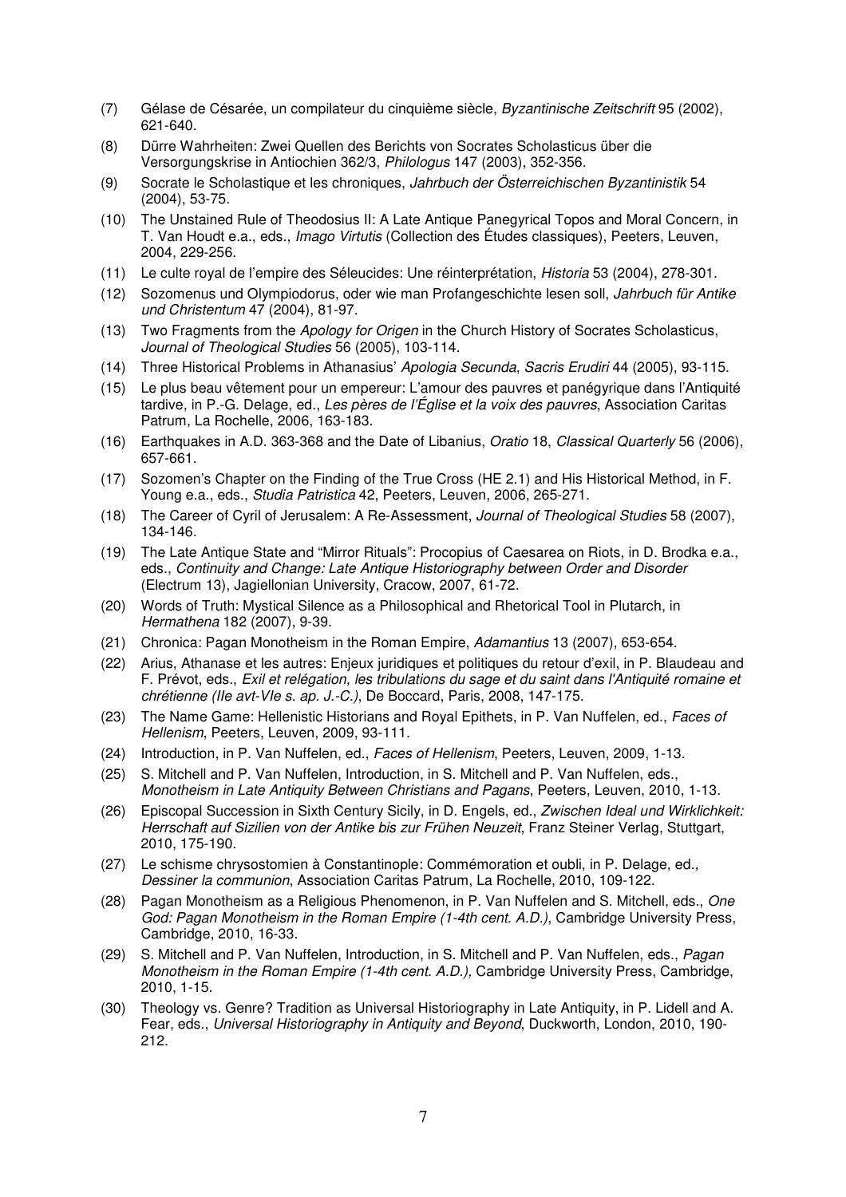(7) Gélase de Césarée, un compilateur du cinquième siècle, *Byzantinische Zeitschrift* 95 (2002), 621-640.

(8) Dürre Wahrheiten: Zwei Quellen des Berichts von Socrates Scholasticus über die Versorgungskrise in Antiochien 362/3, *Philologus* 147 (2003), 352-356.

(9) Socrate le Scholastique et les chroniques, *Jahrbuch der Österreichischen Byzantinistik* 54 (2004), 53-75.

(10) The Unstained Rule of Theodosius II: A Late Antique Panegyrical Topos and Moral Concern, in T. Van Houdt e.a., eds., *Imago Virtutis* (Collection des Études classiques), Peeters, Leuven, 2004, 229-256.

(11) Le culte royal de l'empire des Séleucides: Une réinterprétation, *Historia* 53 (2004), 278-301.

(12) Sozomenus und Olympiodorus, oder wie man Profangeschichte lesen soll, *Jahrbuch für Antike und Christentum* 47 (2004), 81-97.

(13) Two Fragments from the *Apology for Origen* in the Church History of Socrates Scholasticus, *Journal of Theological Studies* 56 (2005), 103-114.

(14) Three Historical Problems in Athanasius' *Apologia Secunda*, *Sacris Erudiri* 44 (2005), 93-115.

(15) Le plus beau vêtement pour un empereur: L'amour des pauvres et panégyrique dans l'Antiquité tardive, in P.-G. Delage, ed., *Les pères de l'Église et la voix des pauvres*, Association Caritas Patrum, La Rochelle, 2006, 163-183.

(16) Earthquakes in A.D. 363-368 and the Date of Libanius, *Oratio* 18, *Classical Quarterly* 56 (2006), 657-661.

(17) Sozomen's Chapter on the Finding of the True Cross (HE 2.1) and His Historical Method, in F. Young e.a., eds., *Studia Patristica* 42, Peeters, Leuven, 2006, 265-271.

(18) The Career of Cyril of Jerusalem: A Re-Assessment, *Journal of Theological Studies* 58 (2007), 134-146.

(19) The Late Antique State and "Mirror Rituals": Procopius of Caesarea on Riots, in D. Brodka e.a., eds., *Continuity and Change: Late Antique Historiography between Order and Disorder* (Electrum 13), Jagiellonian University, Cracow, 2007, 61-72.

(20) Words of Truth: Mystical Silence as a Philosophical and Rhetorical Tool in Plutarch, in *Hermathena* 182 (2007), 9-39.

(21) Chronica: Pagan Monotheism in the Roman Empire, *Adamantius* 13 (2007), 653-654.

(22) Arius, Athanase et les autres: Enjeux juridiques et politiques du retour d'exil, in P. Blaudeau and F. Prévot, eds., *Exil et relégation, les tribulations du sage et du saint dans l'Antiquité romaine et chrétienne (IIe avt-VIe s. ap. J.-C.)*, De Boccard, Paris, 2008, 147-175.

(23) The Name Game: Hellenistic Historians and Royal Epithets, in P. Van Nuffelen, ed., *Faces of Hellenism*, Peeters, Leuven, 2009, 93-111.

(24) Introduction, in P. Van Nuffelen, ed., *Faces of Hellenism*, Peeters, Leuven, 2009, 1-13.

(25) S. Mitchell and P. Van Nuffelen, Introduction, in S. Mitchell and P. Van Nuffelen, eds., *Monotheism in Late Antiquity Between Christians and Pagans*, Peeters, Leuven, 2010, 1-13.

(26) Episcopal Succession in Sixth Century Sicily, in D. Engels, ed., *Zwischen Ideal und Wirklichkeit: Herrschaft auf Sizilien von der Antike bis zur Frühen Neuzeit*, Franz Steiner Verlag, Stuttgart, 2010, 175-190.

(27) Le schisme chrysostomien à Constantinople: Commémoration et oubli, in P. Delage, ed., *Dessiner la communion*, Association Caritas Patrum, La Rochelle, 2010, 109-122.

(28) Pagan Monotheism as a Religious Phenomenon, in P. Van Nuffelen and S. Mitchell, eds., *One God: Pagan Monotheism in the Roman Empire (1-4th cent. A.D.)*, Cambridge University Press, Cambridge, 2010, 16-33.

(29) S. Mitchell and P. Van Nuffelen, Introduction, in S. Mitchell and P. Van Nuffelen, eds., *Pagan Monotheism in the Roman Empire (1-4th cent. A.D.),* Cambridge University Press, Cambridge, 2010, 1-15.

(30) Theology vs. Genre? Tradition as Universal Historiography in Late Antiquity, in P. Lidell and A. Fear, eds., *Universal Historiography in Antiquity and Beyond*, Duckworth, London, 2010, 190-212.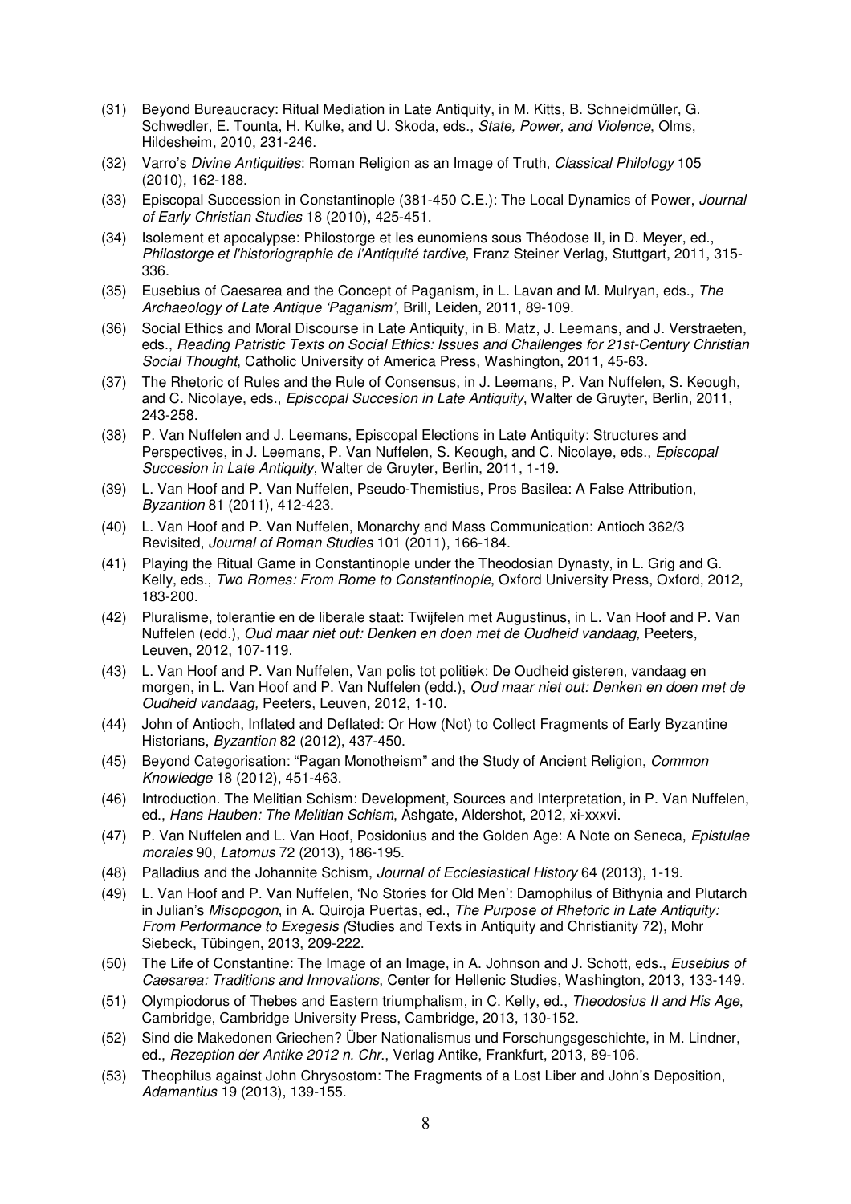(31) Beyond Bureaucracy: Ritual Mediation in Late Antiquity, in M. Kitts, B. Schneidmüller, G. Schwedler, E. Tounta, H. Kulke, and U. Skoda, eds., *State, Power, and Violence*, Olms, Hildesheim, 2010, 231-246.

(32) Varro's *Divine Antiquities*: Roman Religion as an Image of Truth, *Classical Philology* 105 (2010), 162-188.

(33) Episcopal Succession in Constantinople (381-450 C.E.): The Local Dynamics of Power, *Journal of Early Christian Studies* 18 (2010), 425-451.

(34) Isolement et apocalypse: Philostorge et les eunomiens sous Théodose II, in D. Meyer, ed., *Philostorge et l'historiographie de l'Antiquité tardive*, Franz Steiner Verlag, Stuttgart, 2011, 315-336.

(35) Eusebius of Caesarea and the Concept of Paganism, in L. Lavan and M. Mulryan, eds., *The Archaeology of Late Antique 'Paganism'*, Brill, Leiden, 2011, 89-109.

(36) Social Ethics and Moral Discourse in Late Antiquity, in B. Matz, J. Leemans, and J. Verstraeten, eds., *Reading Patristic Texts on Social Ethics: Issues and Challenges for 21st-Century Christian Social Thought*, Catholic University of America Press, Washington, 2011, 45-63.

(37) The Rhetoric of Rules and the Rule of Consensus, in J. Leemans, P. Van Nuffelen, S. Keough, and C. Nicolaye, eds., *Episcopal Succesion in Late Antiquity*, Walter de Gruyter, Berlin, 2011, 243-258.

(38) P. Van Nuffelen and J. Leemans, Episcopal Elections in Late Antiquity: Structures and Perspectives, in J. Leemans, P. Van Nuffelen, S. Keough, and C. Nicolaye, eds., *Episcopal Succesion in Late Antiquity*, Walter de Gruyter, Berlin, 2011, 1-19.

(39) L. Van Hoof and P. Van Nuffelen, Pseudo-Themistius, Pros Basilea: A False Attribution, *Byzantion* 81 (2011), 412-423.

(40) L. Van Hoof and P. Van Nuffelen, Monarchy and Mass Communication: Antioch 362/3 Revisited, *Journal of Roman Studies* 101 (2011), 166-184.

(41) Playing the Ritual Game in Constantinople under the Theodosian Dynasty, in L. Grig and G. Kelly, eds., *Two Romes: From Rome to Constantinople*, Oxford University Press, Oxford, 2012, 183-200.

(42) Pluralisme, tolerantie en de liberale staat: Twijfelen met Augustinus, in L. Van Hoof and P. Van Nuffelen (edd.), *Oud maar niet out: Denken en doen met de Oudheid vandaag,* Peeters, Leuven, 2012, 107-119.

(43) L. Van Hoof and P. Van Nuffelen, Van polis tot politiek: De Oudheid gisteren, vandaag en morgen, in L. Van Hoof and P. Van Nuffelen (edd.), *Oud maar niet out: Denken en doen met de Oudheid vandaag,* Peeters, Leuven, 2012, 1-10.

(44) John of Antioch, Inflated and Deflated: Or How (Not) to Collect Fragments of Early Byzantine Historians, *Byzantion* 82 (2012), 437-450.

(45) Beyond Categorisation: "Pagan Monotheism" and the Study of Ancient Religion, *Common Knowledge* 18 (2012), 451-463.

(46) Introduction. The Melitian Schism: Development, Sources and Interpretation, in P. Van Nuffelen, ed., *Hans Hauben: The Melitian Schism*, Ashgate, Aldershot, 2012, xi-xxxvi.

(47) P. Van Nuffelen and L. Van Hoof, Posidonius and the Golden Age: A Note on Seneca, *Epistulae morales* 90, *Latomus* 72 (2013), 186-195.

(48) Palladius and the Johannite Schism, *Journal of Ecclesiastical History* 64 (2013), 1-19.

(49) L. Van Hoof and P. Van Nuffelen, 'No Stories for Old Men': Damophilus of Bithynia and Plutarch in Julian's *Misopogon*, in A. Quiroja Puertas, ed., *The Purpose of Rhetoric in Late Antiquity: From Performance to Exegesis (*Studies and Texts in Antiquity and Christianity 72), Mohr Siebeck, Tübingen, 2013, 209-222.

(50) The Life of Constantine: The Image of an Image, in A. Johnson and J. Schott, eds., *Eusebius of Caesarea: Traditions and Innovations*, Center for Hellenic Studies, Washington, 2013, 133-149.

(51) Olympiodorus of Thebes and Eastern triumphalism, in C. Kelly, ed., *Theodosius II and His Age*, Cambridge, Cambridge University Press, Cambridge, 2013, 130-152.

(52) Sind die Makedonen Griechen? Über Nationalismus und Forschungsgeschichte, in M. Lindner, ed., *Rezeption der Antike 2012 n. Chr.*, Verlag Antike, Frankfurt, 2013, 89-106.

(53) Theophilus against John Chrysostom: The Fragments of a Lost Liber and John's Deposition, *Adamantius* 19 (2013), 139-155.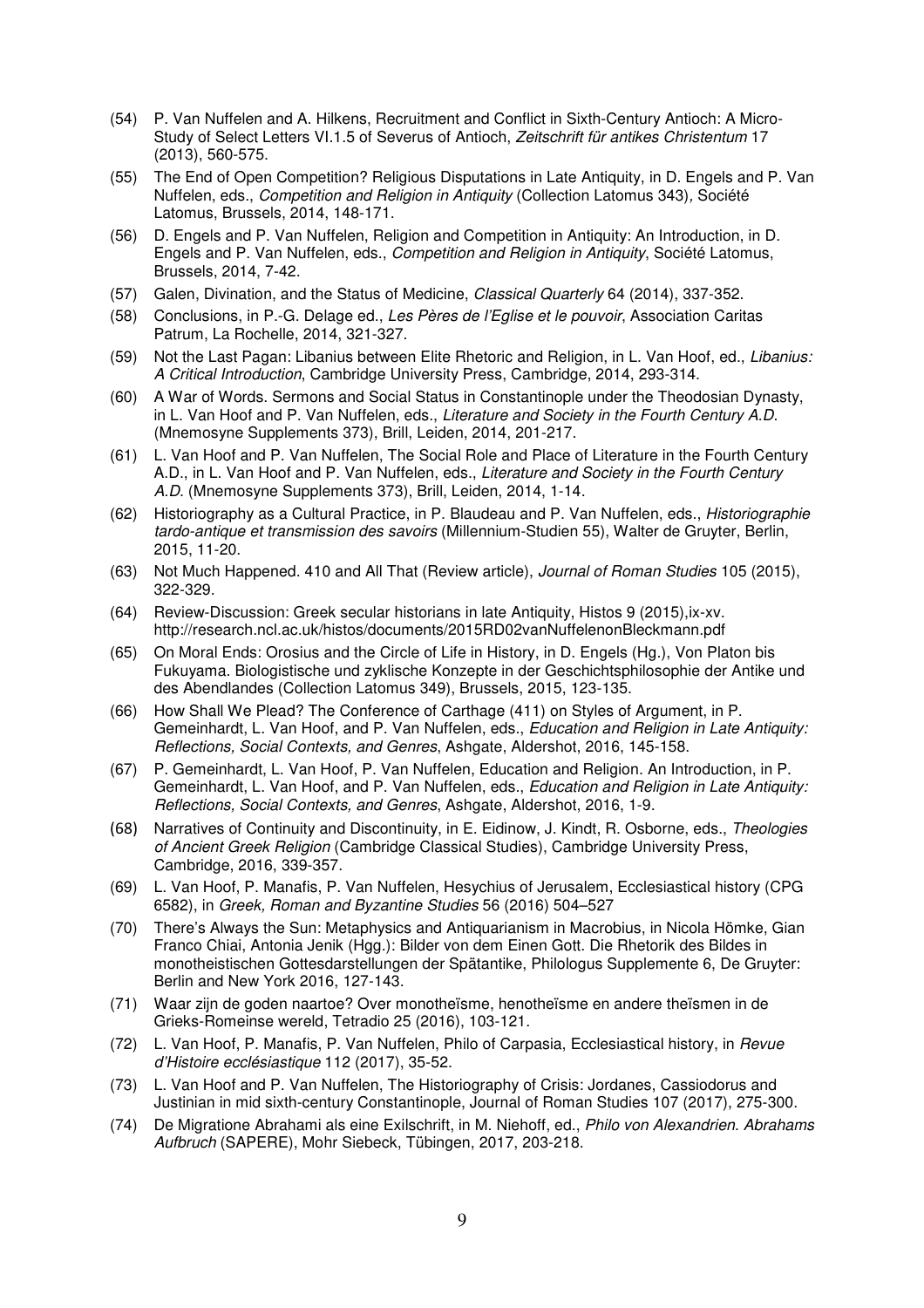(54) P. Van Nuffelen and A. Hilkens, Recruitment and Conflict in Sixth-Century Antioch: A Micro-Study of Select Letters VI.1.5 of Severus of Antioch, *Zeitschrift für antikes Christentum* 17 (2013), 560-575.

(55) The End of Open Competition? Religious Disputations in Late Antiquity, in D. Engels and P. Van Nuffelen, eds., *Competition and Religion in Antiquity* (Collection Latomus 343)*,* Société Latomus, Brussels, 2014, 148-171.

(56) D. Engels and P. Van Nuffelen, Religion and Competition in Antiquity: An Introduction, in D. Engels and P. Van Nuffelen, eds., *Competition and Religion in Antiquity*, Société Latomus, Brussels, 2014, 7-42.

(57) Galen, Divination, and the Status of Medicine, *Classical Quarterly* 64 (2014), 337-352.

(58) Conclusions, in P.-G. Delage ed., *Les Pères de l'Eglise et le pouvoir*, Association Caritas Patrum, La Rochelle, 2014, 321-327.

(59) Not the Last Pagan: Libanius between Elite Rhetoric and Religion, in L. Van Hoof, ed., *Libanius: A Critical Introduction*, Cambridge University Press, Cambridge, 2014, 293-314.

(60) A War of Words. Sermons and Social Status in Constantinople under the Theodosian Dynasty, in L. Van Hoof and P. Van Nuffelen, eds., *Literature and Society in the Fourth Century A.D.* (Mnemosyne Supplements 373), Brill, Leiden, 2014, 201-217.

(61) L. Van Hoof and P. Van Nuffelen, The Social Role and Place of Literature in the Fourth Century A.D., in L. Van Hoof and P. Van Nuffelen, eds., *Literature and Society in the Fourth Century A.D.* (Mnemosyne Supplements 373), Brill, Leiden, 2014, 1-14.

(62) Historiography as a Cultural Practice, in P. Blaudeau and P. Van Nuffelen, eds., *Historiographie tardo-antique et transmission des savoirs* (Millennium-Studien 55), Walter de Gruyter, Berlin, 2015, 11-20.

(63) Not Much Happened. 410 and All That (Review article), *Journal of Roman Studies* 105 (2015), 322-329.

(64) Review-Discussion: Greek secular historians in late Antiquity, Histos 9 (2015),ix-xv. http://research.ncl.ac.uk/histos/documents/2015RD02vanNuffelenonBleckmann.pdf

(65) On Moral Ends: Orosius and the Circle of Life in History, in D. Engels (Hg.), Von Platon bis Fukuyama. Biologistische und zyklische Konzepte in der Geschichtsphilosophie der Antike und des Abendlandes (Collection Latomus 349), Brussels, 2015, 123-135.

(66) How Shall We Plead? The Conference of Carthage (411) on Styles of Argument, in P. Gemeinhardt, L. Van Hoof, and P. Van Nuffelen, eds., *Education and Religion in Late Antiquity: Reflections, Social Contexts, and Genres*, Ashgate, Aldershot, 2016, 145-158.

(67) P. Gemeinhardt, L. Van Hoof, P. Van Nuffelen, Education and Religion. An Introduction, in P. Gemeinhardt, L. Van Hoof, and P. Van Nuffelen, eds., *Education and Religion in Late Antiquity: Reflections, Social Contexts, and Genres*, Ashgate, Aldershot, 2016, 1-9.

(68) Narratives of Continuity and Discontinuity, in E. Eidinow, J. Kindt, R. Osborne, eds., *Theologies of Ancient Greek Religion* (Cambridge Classical Studies), Cambridge University Press, Cambridge, 2016, 339-357.

(69) L. Van Hoof, P. Manafis, P. Van Nuffelen, Hesychius of Jerusalem, Ecclesiastical history (CPG 6582), in *Greek, Roman and Byzantine Studies* 56 (2016) 504–527

(70) There's Always the Sun: Metaphysics and Antiquarianism in Macrobius, in Nicola Hömke, Gian Franco Chiai, Antonia Jenik (Hgg.): Bilder von dem Einen Gott. Die Rhetorik des Bildes in monotheistischen Gottesdarstellungen der Spätantike, Philologus Supplemente 6, De Gruyter: Berlin and New York 2016, 127-143.

(71) Waar zijn de goden naartoe? Over monotheïsme, henotheïsme en andere theïsmen in de Grieks-Romeinse wereld, Tetradio 25 (2016), 103-121.

(72) L. Van Hoof, P. Manafis, P. Van Nuffelen, Philo of Carpasia, Ecclesiastical history, in *Revue d'Histoire ecclésiastique* 112 (2017), 35-52.

(73) L. Van Hoof and P. Van Nuffelen, The Historiography of Crisis: Jordanes, Cassiodorus and Justinian in mid sixth-century Constantinople, Journal of Roman Studies 107 (2017), 275-300.

(74) De Migratione Abrahami als eine Exilschrift, in M. Niehoff, ed., *Philo von Alexandrien. Abrahams Aufbruch* (SAPERE), Mohr Siebeck, Tübingen, 2017, 203-218.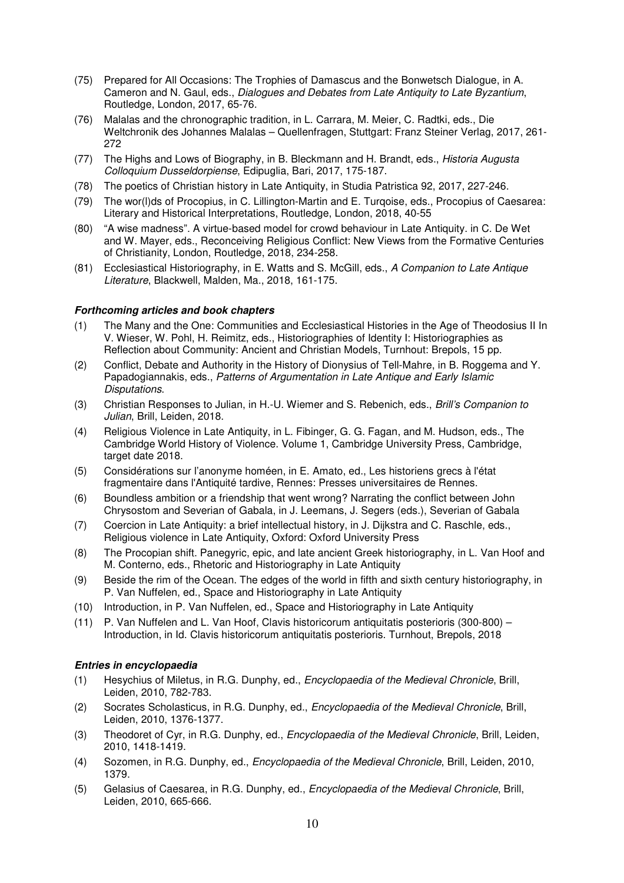(75) Prepared for All Occasions: The Trophies of Damascus and the Bonwetsch Dialogue, in A. Cameron and N. Gaul, eds., *Dialogues and Debates from Late Antiquity to Late Byzantium*, Routledge, London, 2017, 65-76.

(76) Malalas and the chronographic tradition, in L. Carrara, M. Meier, C. Radtki, eds., Die Weltchronik des Johannes Malalas – Quellenfragen, Stuttgart: Franz Steiner Verlag, 2017, 261-272

(77) The Highs and Lows of Biography, in B. Bleckmann and H. Brandt, eds., *Historia Augusta Colloquium Dusseldorpiense*, Edipuglia, Bari, 2017, 175-187.

(78) The poetics of Christian history in Late Antiquity, in Studia Patristica 92, 2017, 227-246.

(79) The wor(l)ds of Procopius, in C. Lillington-Martin and E. Turqoise, eds., Procopius of Caesarea: Literary and Historical Interpretations, Routledge, London, 2018, 40-55

(80) "A wise madness". A virtue-based model for crowd behaviour in Late Antiquity. in C. De Wet and W. Mayer, eds., Reconceiving Religious Conflict: New Views from the Formative Centuries of Christianity, London, Routledge, 2018, 234-258.

(81) Ecclesiastical Historiography, in E. Watts and S. McGill, eds., *A Companion to Late Antique Literature*, Blackwell, Malden, Ma., 2018, 161-175.

***Forthcoming articles and book chapters***

(1) The Many and the One: Communities and Ecclesiastical Histories in the Age of Theodosius II In V. Wieser, W. Pohl, H. Reimitz, eds., Historiographies of Identity I: Historiographies as Reflection about Community: Ancient and Christian Models, Turnhout: Brepols, 15 pp.

(2) Conflict, Debate and Authority in the History of Dionysius of Tell-Mahre, in B. Roggema and Y. Papadogiannakis, eds., *Patterns of Argumentation in Late Antique and Early Islamic Disputations*.

(3) Christian Responses to Julian, in H.-U. Wiemer and S. Rebenich, eds., *Brill's Companion to Julian*, Brill, Leiden, 2018.

(4) Religious Violence in Late Antiquity, in L. Fibinger, G. G. Fagan, and M. Hudson, eds., The Cambridge World History of Violence. Volume 1, Cambridge University Press, Cambridge, target date 2018.

(5) Considérations sur l'anonyme homéen, in E. Amato, ed., Les historiens grecs à l'état fragmentaire dans l'Antiquité tardive, Rennes: Presses universitaires de Rennes.

(6) Boundless ambition or a friendship that went wrong? Narrating the conflict between John Chrysostom and Severian of Gabala, in J. Leemans, J. Segers (eds.), Severian of Gabala

(7) Coercion in Late Antiquity: a brief intellectual history, in J. Dijkstra and C. Raschle, eds., Religious violence in Late Antiquity, Oxford: Oxford University Press

(8) The Procopian shift. Panegyric, epic, and late ancient Greek historiography, in L. Van Hoof and M. Conterno, eds., Rhetoric and Historiography in Late Antiquity

(9) Beside the rim of the Ocean. The edges of the world in fifth and sixth century historiography, in P. Van Nuffelen, ed., Space and Historiography in Late Antiquity

(10) Introduction, in P. Van Nuffelen, ed., Space and Historiography in Late Antiquity

(11) P. Van Nuffelen and L. Van Hoof, Clavis historicorum antiquitatis posterioris (300-800) – Introduction, in Id. Clavis historicorum antiquitatis posterioris. Turnhout, Brepols, 2018

***Entries in encyclopaedia***

(1) Hesychius of Miletus, in R.G. Dunphy, ed., *Encyclopaedia of the Medieval Chronicle*, Brill, Leiden, 2010, 782-783.

(2) Socrates Scholasticus, in R.G. Dunphy, ed., *Encyclopaedia of the Medieval Chronicle*, Brill, Leiden, 2010, 1376-1377.

(3) Theodoret of Cyr, in R.G. Dunphy, ed., *Encyclopaedia of the Medieval Chronicle*, Brill, Leiden, 2010, 1418-1419.

(4) Sozomen, in R.G. Dunphy, ed., *Encyclopaedia of the Medieval Chronicle*, Brill, Leiden, 2010, 1379.

(5) Gelasius of Caesarea, in R.G. Dunphy, ed., *Encyclopaedia of the Medieval Chronicle*, Brill, Leiden, 2010, 665-666.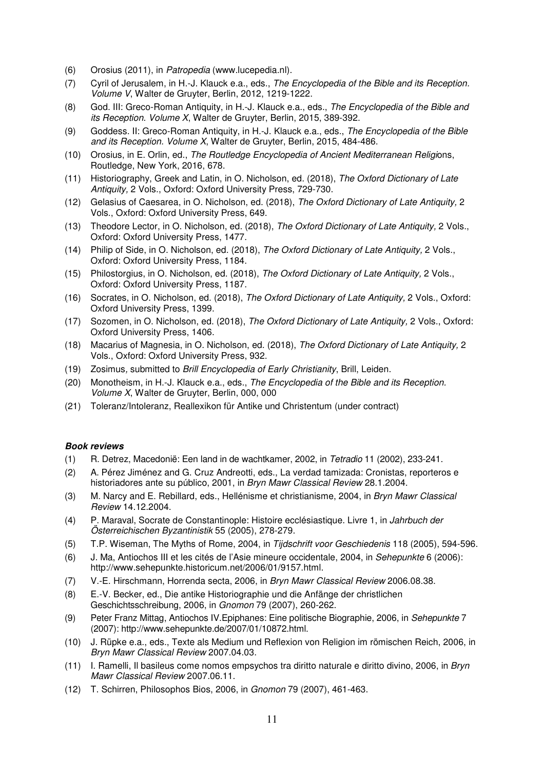(6) Orosius (2011), in *Patropedia* (www.lucepedia.nl).
(7) Cyril of Jerusalem, in H.-J. Klauck e.a., eds., *The Encyclopedia of the Bible and its Reception. Volume V*, Walter de Gruyter, Berlin, 2012, 1219-1222.
(8) God. III: Greco-Roman Antiquity, in H.-J. Klauck e.a., eds., *The Encyclopedia of the Bible and its Reception. Volume X*, Walter de Gruyter, Berlin, 2015, 389-392.
(9) Goddess. II: Greco-Roman Antiquity, in H.-J. Klauck e.a., eds., *The Encyclopedia of the Bible and its Reception. Volume X*, Walter de Gruyter, Berlin, 2015, 484-486.
(10) Orosius, in E. Orlin, ed., *The Routledge Encyclopedia of Ancient Mediterranean Religi*ons, Routledge, New York, 2016, 678.
(11) Historiography, Greek and Latin, in O. Nicholson, ed. (2018), *The Oxford Dictionary of Late Antiquity,* 2 Vols., Oxford: Oxford University Press, 729-730.
(12) Gelasius of Caesarea, in O. Nicholson, ed. (2018), *The Oxford Dictionary of Late Antiquity,* 2 Vols., Oxford: Oxford University Press, 649.
(13) Theodore Lector, in O. Nicholson, ed. (2018), *The Oxford Dictionary of Late Antiquity,* 2 Vols., Oxford: Oxford University Press, 1477.
(14) Philip of Side, in O. Nicholson, ed. (2018), *The Oxford Dictionary of Late Antiquity,* 2 Vols., Oxford: Oxford University Press, 1184.
(15) Philostorgius, in O. Nicholson, ed. (2018), *The Oxford Dictionary of Late Antiquity,* 2 Vols., Oxford: Oxford University Press, 1187.
(16) Socrates, in O. Nicholson, ed. (2018), *The Oxford Dictionary of Late Antiquity,* 2 Vols., Oxford: Oxford University Press, 1399.
(17) Sozomen, in O. Nicholson, ed. (2018), *The Oxford Dictionary of Late Antiquity,* 2 Vols., Oxford: Oxford University Press, 1406.
(18) Macarius of Magnesia, in O. Nicholson, ed. (2018), *The Oxford Dictionary of Late Antiquity,* 2 Vols., Oxford: Oxford University Press, 932.
(19) Zosimus*,* submitted to *Brill Encyclopedia of Early Christianity*, Brill, Leiden.
(20) Monotheism, in H.-J. Klauck e.a., eds., *The Encyclopedia of the Bible and its Reception. Volume X*, Walter de Gruyter, Berlin, 000, 000
(21) Toleranz/Intoleranz, Reallexikon für Antike und Christentum (under contract)

***Book reviews***

(1) R. Detrez, Macedonië: Een land in de wachtkamer, 2002, in *Tetradio* 11 (2002), 233-241.
(2) A. Pérez Jiménez and G. Cruz Andreotti, eds., La verdad tamizada: Cronistas, reporteros e historiadores ante su público, 2001, in *Bryn Mawr Classical Review* 28.1.2004.
(3) M. Narcy and E. Rebillard, eds., Hellénisme et christianisme, 2004, in *Bryn Mawr Classical Review* 14.12.2004.
(4) P. Maraval, Socrate de Constantinople: Histoire ecclésiastique. Livre 1, in *Jahrbuch der Österreichischen Byzantinistik* 55 (2005), 278-279.
(5) T.P. Wiseman, The Myths of Rome, 2004, in *Tijdschrift voor Geschiedenis* 118 (2005), 594-596.
(6) J. Ma, Antiochos III et les cités de l'Asie mineure occidentale, 2004, in *Sehepunkte* 6 (2006): http://www.sehepunkte.historicum.net/2006/01/9157.html.
(7) V.-E. Hirschmann, Horrenda secta, 2006, in *Bryn Mawr Classical Review* 2006.08.38.
(8) E.-V. Becker, ed., Die antike Historiographie und die Anfänge der christlichen Geschichtsschreibung, 2006, in *Gnomon* 79 (2007), 260-262.
(9) Peter Franz Mittag, Antiochos IV.Epiphanes: Eine politische Biographie, 2006, in *Sehepunkte* 7 (2007): http://www.sehepunkte.de/2007/01/10872.html.
(10) J. Rüpke e.a., eds., Texte als Medium und Reflexion von Religion im römischen Reich, 2006, in *Bryn Mawr Classical Review* 2007.04.03.
(11) I. Ramelli, Il basileus come nomos empsychos tra diritto naturale e diritto divino, 2006, in *Bryn Mawr Classical Review* 2007.06.11.
(12) T. Schirren, Philosophos Bios, 2006, in *Gnomon* 79 (2007), 461-463.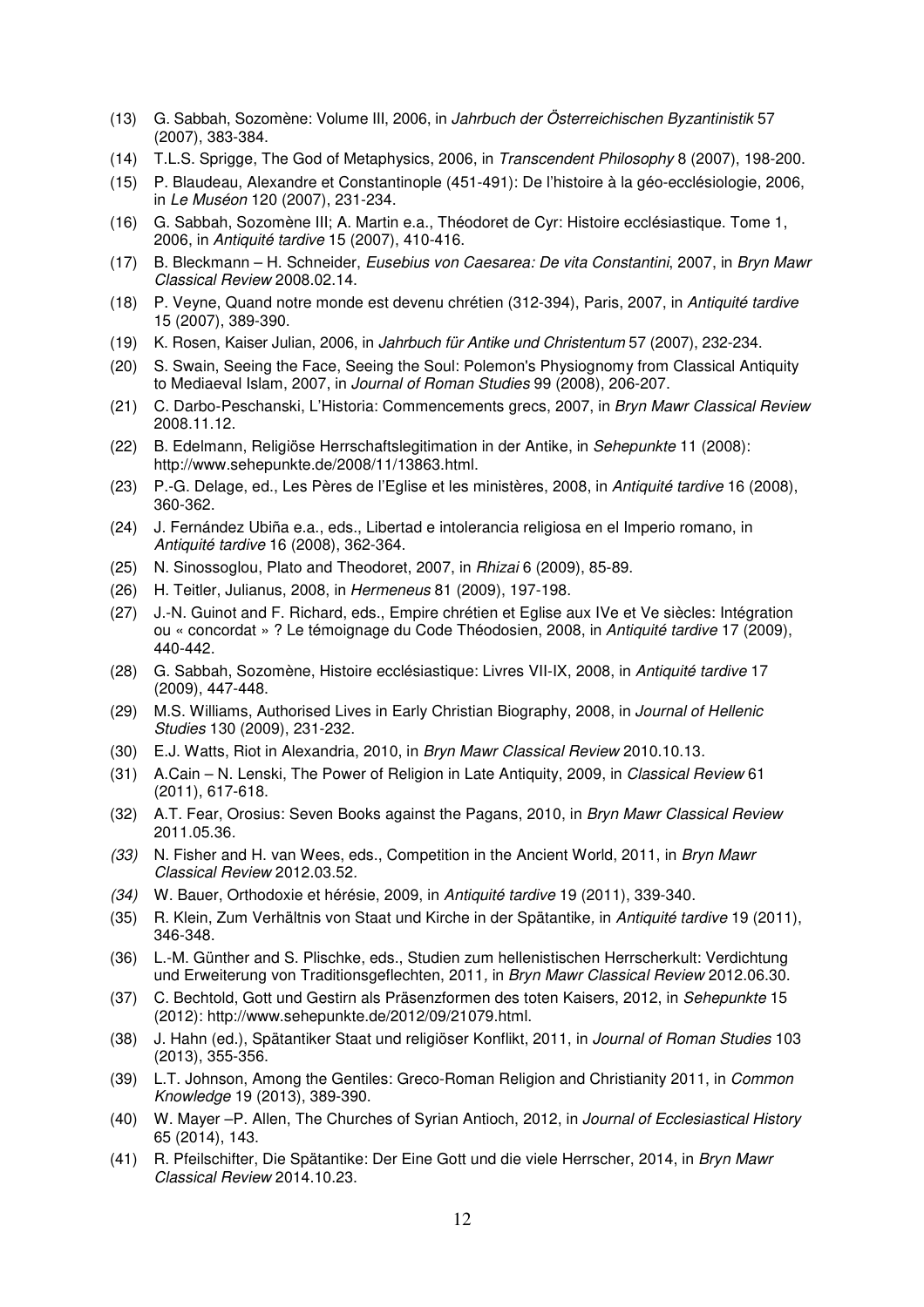(13) G. Sabbah, Sozomène: Volume III, 2006, in *Jahrbuch der Österreichischen Byzantinistik* 57 (2007), 383-384.

(14) T.L.S. Sprigge, The God of Metaphysics, 2006, in *Transcendent Philosophy* 8 (2007), 198-200.

(15) P. Blaudeau, Alexandre et Constantinople (451-491): De l'histoire à la géo-ecclésiologie, 2006, in *Le Muséon* 120 (2007), 231-234.

(16) G. Sabbah, Sozomène III; A. Martin e.a., Théodoret de Cyr: Histoire ecclésiastique. Tome 1, 2006, in *Antiquité tardive* 15 (2007), 410-416.

(17) B. Bleckmann – H. Schneider, *Eusebius von Caesarea: De vita Constantini*, 2007, in *Bryn Mawr Classical Review* 2008.02.14.

(18) P. Veyne, Quand notre monde est devenu chrétien (312-394), Paris, 2007, in *Antiquité tardive* 15 (2007), 389-390.

(19) K. Rosen, Kaiser Julian, 2006, in *Jahrbuch für Antike und Christentum* 57 (2007), 232-234.

(20) S. Swain, Seeing the Face, Seeing the Soul: Polemon's Physiognomy from Classical Antiquity to Mediaeval Islam, 2007, in *Journal of Roman Studies* 99 (2008), 206-207.

(21) C. Darbo-Peschanski, L'Historia: Commencements grecs, 2007, in *Bryn Mawr Classical Review* 2008.11.12.

(22) B. Edelmann, Religiöse Herrschaftslegitimation in der Antike, in *Sehepunkte* 11 (2008): http://www.sehepunkte.de/2008/11/13863.html.

(23) P.-G. Delage, ed., Les Pères de l'Eglise et les ministères, 2008, in *Antiquité tardive* 16 (2008), 360-362.

(24) J. Fernández Ubiña e.a., eds., Libertad e intolerancia religiosa en el Imperio romano, in *Antiquité tardive* 16 (2008), 362-364.

(25) N. Sinossoglou, Plato and Theodoret, 2007, in *Rhizai* 6 (2009), 85-89.

(26) H. Teitler, Julianus, 2008, in *Hermeneus* 81 (2009), 197-198.

(27) J.-N. Guinot and F. Richard, eds., Empire chrétien et Eglise aux IVe et Ve siècles: Intégration ou « concordat » ? Le témoignage du Code Théodosien, 2008, in *Antiquité tardive* 17 (2009), 440-442.

(28) G. Sabbah, Sozomène, Histoire ecclésiastique: Livres VII-IX, 2008, in *Antiquité tardive* 17 (2009), 447-448.

(29) M.S. Williams, Authorised Lives in Early Christian Biography, 2008, in *Journal of Hellenic Studies* 130 (2009), 231-232.

(30) E.J. Watts, Riot in Alexandria, 2010, in *Bryn Mawr Classical Review* 2010.10.13.

(31) A.Cain – N. Lenski, The Power of Religion in Late Antiquity, 2009, in *Classical Review* 61 (2011), 617-618.

(32) A.T. Fear, Orosius: Seven Books against the Pagans, 2010, in *Bryn Mawr Classical Review* 2011.05.36.

*(33)* N. Fisher and H. van Wees, eds., Competition in the Ancient World, 2011, in *Bryn Mawr Classical Review* 2012.03.52.

*(34)* W. Bauer, Orthodoxie et hérésie, 2009, in *Antiquité tardive* 19 (2011), 339-340.

(35) R. Klein, Zum Verhältnis von Staat und Kirche in der Spätantike, in *Antiquité tardive* 19 (2011), 346-348.

(36) L.-M. Günther and S. Plischke, eds., Studien zum hellenistischen Herrscherkult: Verdichtung und Erweiterung von Traditionsgeflechten, 2011, in *Bryn Mawr Classical Review* 2012.06.30.

(37) C. Bechtold, Gott und Gestirn als Präsenzformen des toten Kaisers, 2012, in *Sehepunkte* 15 (2012): http://www.sehepunkte.de/2012/09/21079.html.

(38) J. Hahn (ed.), Spätantiker Staat und religiöser Konflikt, 2011, in *Journal of Roman Studies* 103 (2013), 355-356.

(39) L.T. Johnson, Among the Gentiles: Greco-Roman Religion and Christianity 2011, in *Common Knowledge* 19 (2013), 389-390.

(40) W. Mayer –P. Allen, The Churches of Syrian Antioch, 2012, in *Journal of Ecclesiastical History* 65 (2014), 143.

(41) R. Pfeilschifter, Die Spätantike: Der Eine Gott und die viele Herrscher, 2014, in *Bryn Mawr Classical Review* 2014.10.23.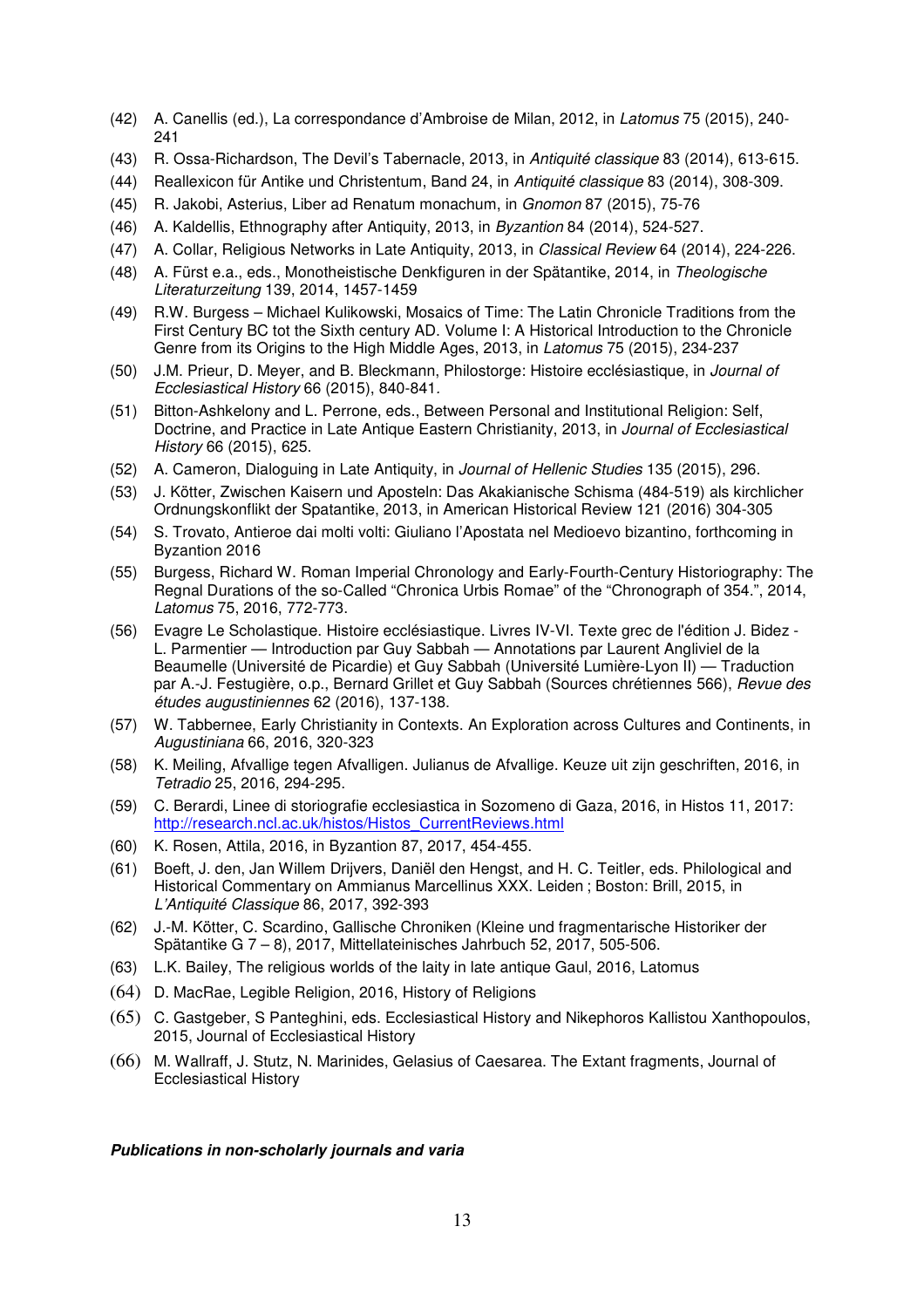(42) A. Canellis (ed.), La correspondance d'Ambroise de Milan, 2012, in *Latomus* 75 (2015), 240-241

(43) R. Ossa-Richardson, The Devil's Tabernacle, 2013, in *Antiquité classique* 83 (2014), 613-615.

(44) Reallexicon für Antike und Christentum, Band 24, in *Antiquité classique* 83 (2014), 308-309.

(45) R. Jakobi, Asterius, Liber ad Renatum monachum, in *Gnomon* 87 (2015), 75-76

(46) A. Kaldellis, Ethnography after Antiquity, 2013, in *Byzantion* 84 (2014), 524-527.

(47) A. Collar, Religious Networks in Late Antiquity, 2013, in *Classical Review* 64 (2014), 224-226.

(48) A. Fürst e.a., eds., Monotheistische Denkfiguren in der Spätantike, 2014, in *Theologische Literaturzeitung* 139, 2014, 1457-1459

(49) R.W. Burgess – Michael Kulikowski, Mosaics of Time: The Latin Chronicle Traditions from the First Century BC tot the Sixth century AD. Volume I: A Historical Introduction to the Chronicle Genre from its Origins to the High Middle Ages, 2013, in *Latomus* 75 (2015), 234-237

(50) J.M. Prieur, D. Meyer, and B. Bleckmann, Philostorge: Histoire ecclésiastique, in *Journal of Ecclesiastical History* 66 (2015), 840-841.

(51) Bitton-Ashkelony and L. Perrone, eds., Between Personal and Institutional Religion: Self, Doctrine, and Practice in Late Antique Eastern Christianity, 2013, in *Journal of Ecclesiastical History* 66 (2015), 625.

(52) A. Cameron, Dialoguing in Late Antiquity, in *Journal of Hellenic Studies* 135 (2015), 296.

(53) J. Kötter, Zwischen Kaisern und Aposteln: Das Akakianische Schisma (484-519) als kirchlicher Ordnungskonflikt der Spatantike, 2013, in American Historical Review 121 (2016) 304-305

(54) S. Trovato, Antieroe dai molti volti: Giuliano l'Apostata nel Medioevo bizantino, forthcoming in Byzantion 2016

(55) Burgess, Richard W. Roman Imperial Chronology and Early-Fourth-Century Historiography: The Regnal Durations of the so-Called "Chronica Urbis Romae" of the "Chronograph of 354.", 2014, *Latomus* 75, 2016, 772-773.

(56) Evagre Le Scholastique. Histoire ecclésiastique. Livres IV-VI. Texte grec de l'édition J. Bidez - L. Parmentier — Introduction par Guy Sabbah — Annotations par Laurent Angliviel de la Beaumelle (Université de Picardie) et Guy Sabbah (Université Lumière-Lyon II) — Traduction par A.-J. Festugière, o.p., Bernard Grillet et Guy Sabbah (Sources chrétiennes 566), *Revue des études augustiniennes* 62 (2016), 137-138.

(57) W. Tabbernee, Early Christianity in Contexts. An Exploration across Cultures and Continents, in *Augustiniana* 66, 2016, 320-323

(58) K. Meiling, Afvallige tegen Afvalligen. Julianus de Afvallige. Keuze uit zijn geschriften, 2016, in *Tetradio* 25, 2016, 294-295.

(59) C. Berardi, Linee di storiografie ecclesiastica in Sozomeno di Gaza, 2016, in Histos 11, 2017: http://research.ncl.ac.uk/histos/Histos_CurrentReviews.html

(60) K. Rosen, Attila, 2016, in Byzantion 87, 2017, 454-455.

(61) Boeft, J. den, Jan Willem Drijvers, Daniël den Hengst, and H. C. Teitler, eds. Philological and Historical Commentary on Ammianus Marcellinus XXX. Leiden ; Boston: Brill, 2015, in *L'Antiquité Classique* 86, 2017, 392-393

(62) J.-M. Kötter, C. Scardino, Gallische Chroniken (Kleine und fragmentarische Historiker der Spätantike G 7 – 8), 2017, Mittellateinisches Jahrbuch 52, 2017, 505-506.

(63) L.K. Bailey, The religious worlds of the laity in late antique Gaul, 2016, Latomus

(64) D. MacRae, Legible Religion, 2016, History of Religions

(65) C. Gastgeber, S Panteghini, eds. Ecclesiastical History and Nikephoros Kallistou Xanthopoulos, 2015, Journal of Ecclesiastical History

(66) M. Wallraff, J. Stutz, N. Marinides, Gelasius of Caesarea. The Extant fragments, Journal of Ecclesiastical History

***Publications in non-scholarly journals and varia***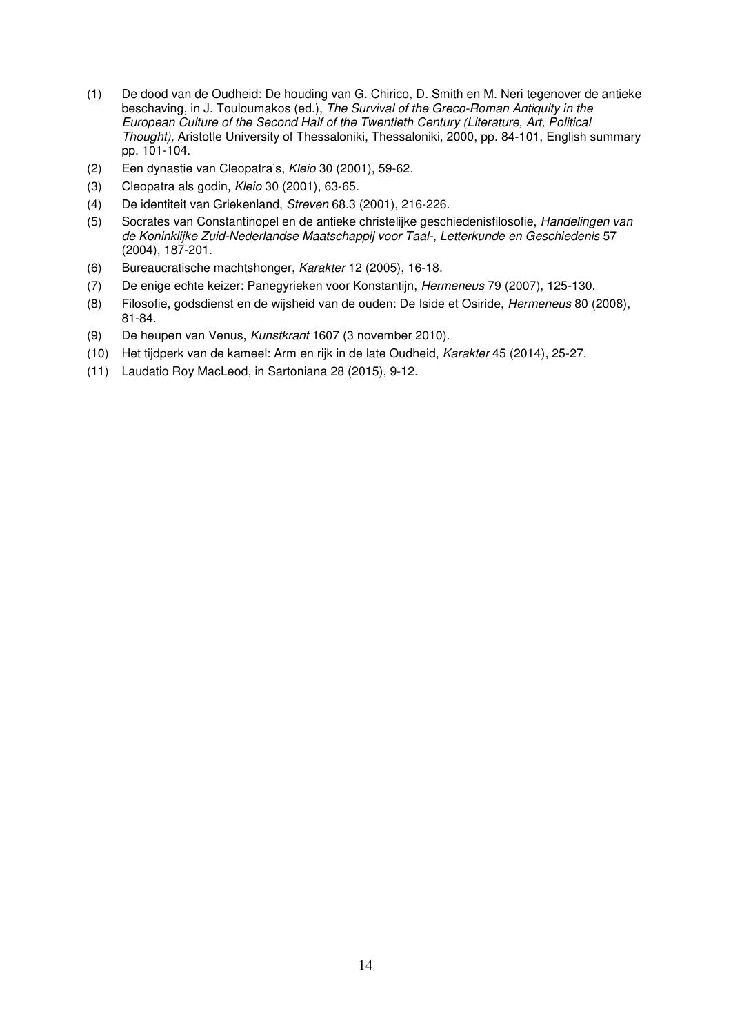(1) De dood van de Oudheid: De houding van G. Chirico, D. Smith en M. Neri tegenover de antieke beschaving, in J. Touloumakos (ed.), *The Survival of the Greco-Roman Antiquity in the European Culture of the Second Half of the Twentieth Century (Literature, Art, Political Thought),* Aristotle University of Thessaloniki, Thessaloniki, 2000, pp. 84-101, English summary pp. 101-104.

(2) Een dynastie van Cleopatra's, *Kleio* 30 (2001), 59-62.

(3) Cleopatra als godin, *Kleio* 30 (2001), 63-65.

(4) De identiteit van Griekenland, *Streven* 68.3 (2001), 216-226.

(5) Socrates van Constantinopel en de antieke christelijke geschiedenisfilosofie, *Handelingen van de Koninklijke Zuid-Nederlandse Maatschappij voor Taal-, Letterkunde en Geschiedenis* 57 (2004), 187-201.

(6) Bureaucratische machtshonger, *Karakter* 12 (2005), 16-18.

(7) De enige echte keizer: Panegyrieken voor Konstantijn, *Hermeneus* 79 (2007), 125-130.

(8) Filosofie, godsdienst en de wijsheid van de ouden: De Iside et Osiride, *Hermeneus* 80 (2008), 81-84.

(9) De heupen van Venus, *Kunstkrant* 1607 (3 november 2010).

(10) Het tijdperk van de kameel: Arm en rijk in de late Oudheid, *Karakter* 45 (2014), 25-27.

(11) Laudatio Roy MacLeod, in Sartoniana 28 (2015), 9-12.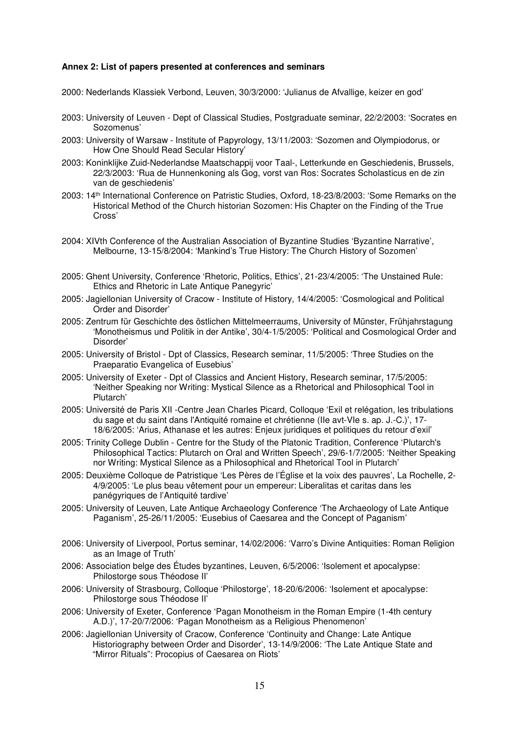**Annex 2: List of papers presented at conferences and seminars**

2000: Nederlands Klassiek Verbond, Leuven, 30/3/2000: 'Julianus de Afvallige, keizer en god'

2003: University of Leuven - Dept of Classical Studies, Postgraduate seminar, 22/2/2003: 'Socrates en Sozomenus'

2003: University of Warsaw - Institute of Papyrology, 13/11/2003: 'Sozomen and Olympiodorus, or How One Should Read Secular History'

2003: Koninklijke Zuid-Nederlandse Maatschappij voor Taal-, Letterkunde en Geschiedenis, Brussels, 22/3/2003: 'Rua de Hunnenkoning als Gog, vorst van Ros: Socrates Scholasticus en de zin van de geschiedenis'

2003: 14th International Conference on Patristic Studies, Oxford, 18-23/8/2003: 'Some Remarks on the Historical Method of the Church historian Sozomen: His Chapter on the Finding of the True Cross'

2004: XIVth Conference of the Australian Association of Byzantine Studies 'Byzantine Narrative', Melbourne, 13-15/8/2004: 'Mankind's True History: The Church History of Sozomen'

2005: Ghent University, Conference 'Rhetoric, Politics, Ethics', 21-23/4/2005: 'The Unstained Rule: Ethics and Rhetoric in Late Antique Panegyric'

2005: Jagiellonian University of Cracow - Institute of History, 14/4/2005: 'Cosmological and Political Order and Disorder'

2005: Zentrum für Geschichte des östlichen Mittelmeerraums, University of Münster, Frühjahrstagung 'Monotheismus und Politik in der Antike', 30/4-1/5/2005: 'Political and Cosmological Order and Disorder'

2005: University of Bristol - Dpt of Classics, Research seminar, 11/5/2005: 'Three Studies on the Praeparatio Evangelica of Eusebius'

2005: University of Exeter - Dpt of Classics and Ancient History, Research seminar, 17/5/2005: 'Neither Speaking nor Writing: Mystical Silence as a Rhetorical and Philosophical Tool in Plutarch'

2005: Université de Paris XII -Centre Jean Charles Picard, Colloque 'Exil et relégation, les tribulations du sage et du saint dans l'Antiquité romaine et chrétienne (IIe avt-VIe s. ap. J.-C.)', 17-18/6/2005: 'Arius, Athanase et les autres: Enjeux juridiques et politiques du retour d'exil'

2005: Trinity College Dublin - Centre for the Study of the Platonic Tradition, Conference 'Plutarch's Philosophical Tactics: Plutarch on Oral and Written Speech', 29/6-1/7/2005: 'Neither Speaking nor Writing: Mystical Silence as a Philosophical and Rhetorical Tool in Plutarch'

2005: Deuxième Colloque de Patristique 'Les Pères de l'Église et la voix des pauvres', La Rochelle, 2-4/9/2005: 'Le plus beau vêtement pour un empereur: Liberalitas et caritas dans les panégyriques de l'Antiquité tardive'

2005: University of Leuven, Late Antique Archaeology Conference 'The Archaeology of Late Antique Paganism', 25-26/11/2005: 'Eusebius of Caesarea and the Concept of Paganism'

2006: University of Liverpool, Portus seminar, 14/02/2006: 'Varro's Divine Antiquities: Roman Religion as an Image of Truth'

2006: Association belge des Études byzantines, Leuven, 6/5/2006: 'Isolement et apocalypse: Philostorge sous Théodose II'

2006: University of Strasbourg, Colloque 'Philostorge', 18-20/6/2006: 'Isolement et apocalypse: Philostorge sous Théodose II'

2006: University of Exeter, Conference 'Pagan Monotheism in the Roman Empire (1-4th century A.D.)', 17-20/7/2006: 'Pagan Monotheism as a Religious Phenomenon'

2006: Jagiellonian University of Cracow, Conference 'Continuity and Change: Late Antique Historiography between Order and Disorder', 13-14/9/2006: 'The Late Antique State and "Mirror Rituals": Procopius of Caesarea on Riots'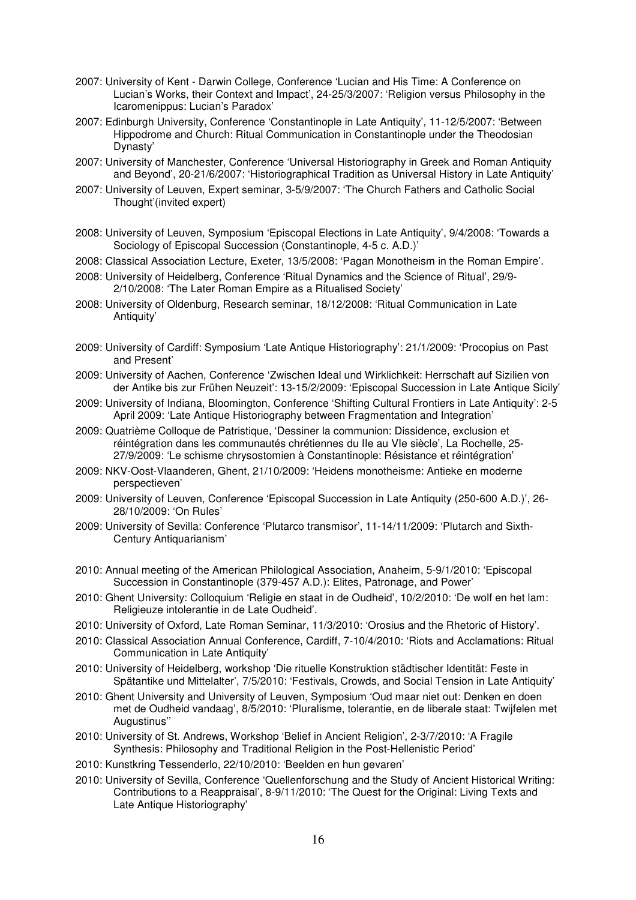2007: University of Kent - Darwin College, Conference 'Lucian and His Time: A Conference on Lucian's Works, their Context and Impact', 24-25/3/2007: 'Religion versus Philosophy in the Icaromenippus: Lucian's Paradox'

2007: Edinburgh University, Conference 'Constantinople in Late Antiquity', 11-12/5/2007: 'Between Hippodrome and Church: Ritual Communication in Constantinople under the Theodosian Dynasty'

2007: University of Manchester, Conference 'Universal Historiography in Greek and Roman Antiquity and Beyond', 20-21/6/2007: 'Historiographical Tradition as Universal History in Late Antiquity'

2007: University of Leuven, Expert seminar, 3-5/9/2007: 'The Church Fathers and Catholic Social Thought'(invited expert)

2008: University of Leuven, Symposium 'Episcopal Elections in Late Antiquity', 9/4/2008: 'Towards a Sociology of Episcopal Succession (Constantinople, 4-5 c. A.D.)'

2008: Classical Association Lecture, Exeter, 13/5/2008: 'Pagan Monotheism in the Roman Empire'.

2008: University of Heidelberg, Conference 'Ritual Dynamics and the Science of Ritual', 29/9-2/10/2008: 'The Later Roman Empire as a Ritualised Society'

2008: University of Oldenburg, Research seminar, 18/12/2008: 'Ritual Communication in Late Antiquity'

2009: University of Cardiff: Symposium 'Late Antique Historiography': 21/1/2009: 'Procopius on Past and Present'

2009: University of Aachen, Conference 'Zwischen Ideal und Wirklichkeit: Herrschaft auf Sizilien von der Antike bis zur Frühen Neuzeit': 13-15/2/2009: 'Episcopal Succession in Late Antique Sicily'

2009: University of Indiana, Bloomington, Conference 'Shifting Cultural Frontiers in Late Antiquity': 2-5 April 2009: 'Late Antique Historiography between Fragmentation and Integration'

2009: Quatrième Colloque de Patristique, 'Dessiner la communion: Dissidence, exclusion et réintégration dans les communautés chrétiennes du IIe au VIe siècle', La Rochelle, 25-27/9/2009: 'Le schisme chrysostomien à Constantinople: Résistance et réintégration'

2009: NKV-Oost-Vlaanderen, Ghent, 21/10/2009: 'Heidens monotheisme: Antieke en moderne perspectieven'

2009: University of Leuven, Conference 'Episcopal Succession in Late Antiquity (250-600 A.D.)', 26-28/10/2009: 'On Rules'

2009: University of Sevilla: Conference 'Plutarco transmisor', 11-14/11/2009: 'Plutarch and Sixth-Century Antiquarianism'

2010: Annual meeting of the American Philological Association, Anaheim, 5-9/1/2010: 'Episcopal Succession in Constantinople (379-457 A.D.): Elites, Patronage, and Power'

2010: Ghent University: Colloquium 'Religie en staat in de Oudheid', 10/2/2010: 'De wolf en het lam: Religieuze intolerantie in de Late Oudheid'.

2010: University of Oxford, Late Roman Seminar, 11/3/2010: 'Orosius and the Rhetoric of History'.

2010: Classical Association Annual Conference, Cardiff, 7-10/4/2010: 'Riots and Acclamations: Ritual Communication in Late Antiquity'

2010: University of Heidelberg, workshop 'Die rituelle Konstruktion städtischer Identität: Feste in Spätantike und Mittelalter', 7/5/2010: 'Festivals, Crowds, and Social Tension in Late Antiquity'

2010: Ghent University and University of Leuven, Symposium 'Oud maar niet out: Denken en doen met de Oudheid vandaag', 8/5/2010: 'Pluralisme, tolerantie, en de liberale staat: Twijfelen met Augustinus''

2010: University of St. Andrews, Workshop 'Belief in Ancient Religion', 2-3/7/2010: 'A Fragile Synthesis: Philosophy and Traditional Religion in the Post-Hellenistic Period'

2010: Kunstkring Tessenderlo, 22/10/2010: 'Beelden en hun gevaren'

2010: University of Sevilla, Conference 'Quellenforschung and the Study of Ancient Historical Writing: Contributions to a Reappraisal', 8-9/11/2010: 'The Quest for the Original: Living Texts and Late Antique Historiography'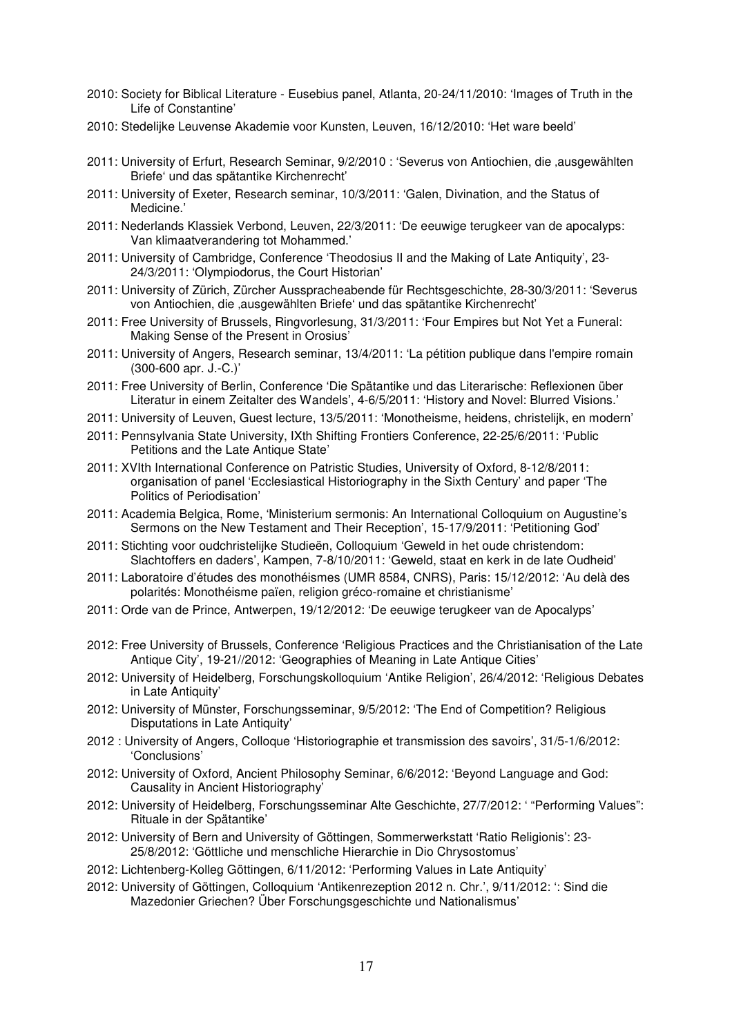2010: Society for Biblical Literature - Eusebius panel, Atlanta, 20-24/11/2010: 'Images of Truth in the Life of Constantine'

2010: Stedelijke Leuvense Akademie voor Kunsten, Leuven, 16/12/2010: 'Het ware beeld'

2011: University of Erfurt, Research Seminar, 9/2/2010 : 'Severus von Antiochien, die ‚ausgewählten Briefe' und das spätantike Kirchenrecht'

2011: University of Exeter, Research seminar, 10/3/2011: 'Galen, Divination, and the Status of Medicine.'

2011: Nederlands Klassiek Verbond, Leuven, 22/3/2011: 'De eeuwige terugkeer van de apocalyps: Van klimaatverandering tot Mohammed.'

2011: University of Cambridge, Conference 'Theodosius II and the Making of Late Antiquity', 23-24/3/2011: 'Olympiodorus, the Court Historian'

2011: University of Zürich, Zürcher Ausspracheabende für Rechtsgeschichte, 28-30/3/2011: 'Severus von Antiochien, die ‚ausgewählten Briefe' und das spätantike Kirchenrecht'

2011: Free University of Brussels, Ringvorlesung, 31/3/2011: 'Four Empires but Not Yet a Funeral: Making Sense of the Present in Orosius'

2011: University of Angers, Research seminar, 13/4/2011: 'La pétition publique dans l'empire romain (300-600 apr. J.-C.)'

2011: Free University of Berlin, Conference 'Die Spätantike und das Literarische: Reflexionen über Literatur in einem Zeitalter des Wandels', 4-6/5/2011: 'History and Novel: Blurred Visions.'

2011: University of Leuven, Guest lecture, 13/5/2011: 'Monotheisme, heidens, christelijk, en modern'

2011: Pennsylvania State University, IXth Shifting Frontiers Conference, 22-25/6/2011: 'Public Petitions and the Late Antique State'

2011: XVIth International Conference on Patristic Studies, University of Oxford, 8-12/8/2011: organisation of panel 'Ecclesiastical Historiography in the Sixth Century' and paper 'The Politics of Periodisation'

2011: Academia Belgica, Rome, 'Ministerium sermonis: An International Colloquium on Augustine's Sermons on the New Testament and Their Reception', 15-17/9/2011: 'Petitioning God'

2011: Stichting voor oudchristelijke Studieën, Colloquium 'Geweld in het oude christendom: Slachtoffers en daders', Kampen, 7-8/10/2011: 'Geweld, staat en kerk in de late Oudheid'

2011: Laboratoire d'études des monothéismes (UMR 8584, CNRS), Paris: 15/12/2012: 'Au delà des polarités: Monothéisme païen, religion gréco-romaine et christianisme'

2011: Orde van de Prince, Antwerpen, 19/12/2012: 'De eeuwige terugkeer van de Apocalyps'

2012: Free University of Brussels, Conference 'Religious Practices and the Christianisation of the Late Antique City', 19-21//2012: 'Geographies of Meaning in Late Antique Cities'

2012: University of Heidelberg, Forschungskolloquium 'Antike Religion', 26/4/2012: 'Religious Debates in Late Antiquity'

2012: University of Münster, Forschungsseminar, 9/5/2012: 'The End of Competition? Religious Disputations in Late Antiquity'

2012 : University of Angers, Colloque 'Historiographie et transmission des savoirs', 31/5-1/6/2012: 'Conclusions'

2012: University of Oxford, Ancient Philosophy Seminar, 6/6/2012: 'Beyond Language and God: Causality in Ancient Historiography'

2012: University of Heidelberg, Forschungsseminar Alte Geschichte, 27/7/2012: ' "Performing Values": Rituale in der Spätantike'

2012: University of Bern and University of Göttingen, Sommerwerkstatt 'Ratio Religionis': 23-25/8/2012: 'Göttliche und menschliche Hierarchie in Dio Chrysostomus'

2012: Lichtenberg-Kolleg Göttingen, 6/11/2012: 'Performing Values in Late Antiquity'

2012: University of Göttingen, Colloquium 'Antikenrezeption 2012 n. Chr.', 9/11/2012: ': Sind die Mazedonier Griechen? Über Forschungsgeschichte und Nationalismus'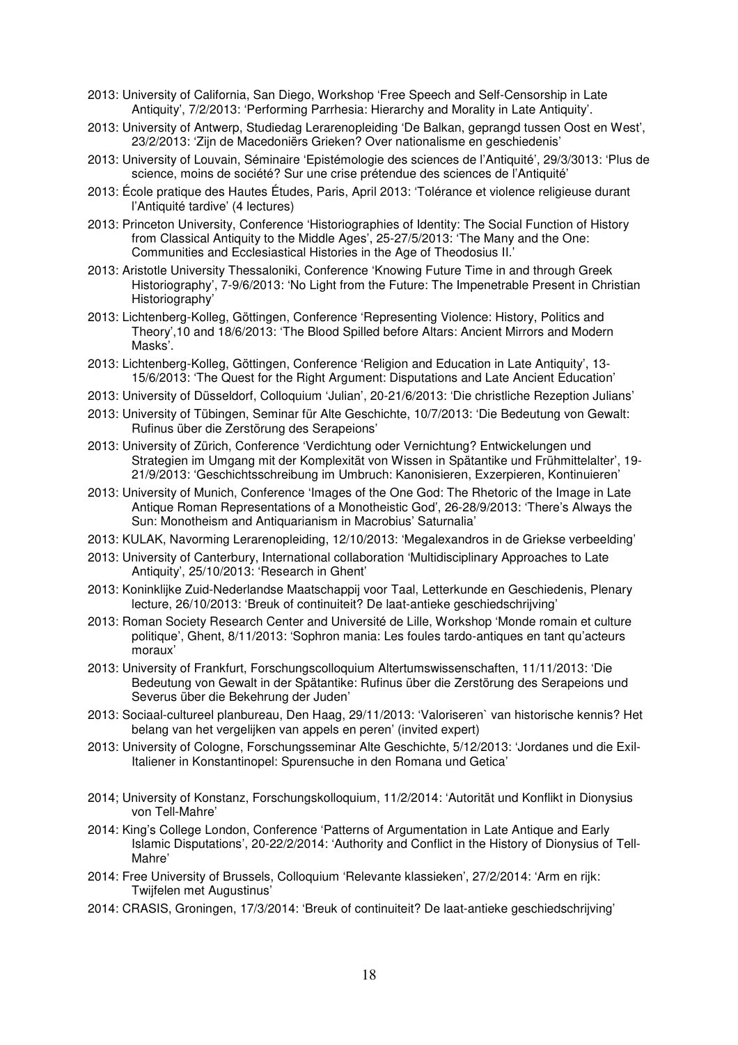2013: University of California, San Diego, Workshop 'Free Speech and Self-Censorship in Late Antiquity', 7/2/2013: 'Performing Parrhesia: Hierarchy and Morality in Late Antiquity'.

2013: University of Antwerp, Studiedag Lerarenopleiding 'De Balkan, geprangd tussen Oost en West', 23/2/2013: 'Zijn de Macedoniërs Grieken? Over nationalisme en geschiedenis'

2013: University of Louvain, Séminaire 'Epistémologie des sciences de l'Antiquité', 29/3/3013: 'Plus de science, moins de société? Sur une crise prétendue des sciences de l'Antiquité'

2013: École pratique des Hautes Études, Paris, April 2013: 'Tolérance et violence religieuse durant l'Antiquité tardive' (4 lectures)

2013: Princeton University, Conference 'Historiographies of Identity: The Social Function of History from Classical Antiquity to the Middle Ages', 25-27/5/2013: 'The Many and the One: Communities and Ecclesiastical Histories in the Age of Theodosius II.'

2013: Aristotle University Thessaloniki, Conference 'Knowing Future Time in and through Greek Historiography', 7-9/6/2013: 'No Light from the Future: The Impenetrable Present in Christian Historiography'

2013: Lichtenberg-Kolleg, Göttingen, Conference 'Representing Violence: History, Politics and Theory',10 and 18/6/2013: 'The Blood Spilled before Altars: Ancient Mirrors and Modern Masks'.

2013: Lichtenberg-Kolleg, Göttingen, Conference 'Religion and Education in Late Antiquity', 13-15/6/2013: 'The Quest for the Right Argument: Disputations and Late Ancient Education'

2013: University of Düsseldorf, Colloquium 'Julian', 20-21/6/2013: 'Die christliche Rezeption Julians'

2013: University of Tübingen, Seminar für Alte Geschichte, 10/7/2013: 'Die Bedeutung von Gewalt: Rufinus über die Zerstörung des Serapeions'

2013: University of Zürich, Conference 'Verdichtung oder Vernichtung? Entwickelungen und Strategien im Umgang mit der Komplexität von Wissen in Spätantike und Frühmittelalter', 19-21/9/2013: 'Geschichtsschreibung im Umbruch: Kanonisieren, Exzerpieren, Kontinuieren'

2013: University of Munich, Conference 'Images of the One God: The Rhetoric of the Image in Late Antique Roman Representations of a Monotheistic God', 26-28/9/2013: 'There's Always the Sun: Monotheism and Antiquarianism in Macrobius' Saturnalia'

2013: KULAK, Navorming Lerarenopleiding, 12/10/2013: 'Megalexandros in de Griekse verbeelding'

2013: University of Canterbury, International collaboration 'Multidisciplinary Approaches to Late Antiquity', 25/10/2013: 'Research in Ghent'

2013: Koninklijke Zuid-Nederlandse Maatschappij voor Taal, Letterkunde en Geschiedenis, Plenary lecture, 26/10/2013: 'Breuk of continuiteit? De laat-antieke geschiedschrijving'

2013: Roman Society Research Center and Université de Lille, Workshop 'Monde romain et culture politique', Ghent, 8/11/2013: 'Sophron mania: Les foules tardo-antiques en tant qu'acteurs moraux'

2013: University of Frankfurt, Forschungscolloquium Altertumswissenschaften, 11/11/2013: 'Die Bedeutung von Gewalt in der Spätantike: Rufinus über die Zerstörung des Serapeions und Severus über die Bekehrung der Juden'

2013: Sociaal-cultureel planbureau, Den Haag, 29/11/2013: 'Valoriseren` van historische kennis? Het belang van het vergelijken van appels en peren' (invited expert)

2013: University of Cologne, Forschungsseminar Alte Geschichte, 5/12/2013: 'Jordanes und die Exil-Italiener in Konstantinopel: Spurensuche in den Romana und Getica'

2014; University of Konstanz, Forschungskolloquium, 11/2/2014: 'Autorität und Konflikt in Dionysius von Tell-Mahre'

2014: King's College London, Conference 'Patterns of Argumentation in Late Antique and Early Islamic Disputations', 20-22/2/2014: 'Authority and Conflict in the History of Dionysius of Tell-Mahre'

2014: Free University of Brussels, Colloquium 'Relevante klassieken', 27/2/2014: 'Arm en rijk: Twijfelen met Augustinus'

2014: CRASIS, Groningen, 17/3/2014: 'Breuk of continuiteit? De laat-antieke geschiedschrijving'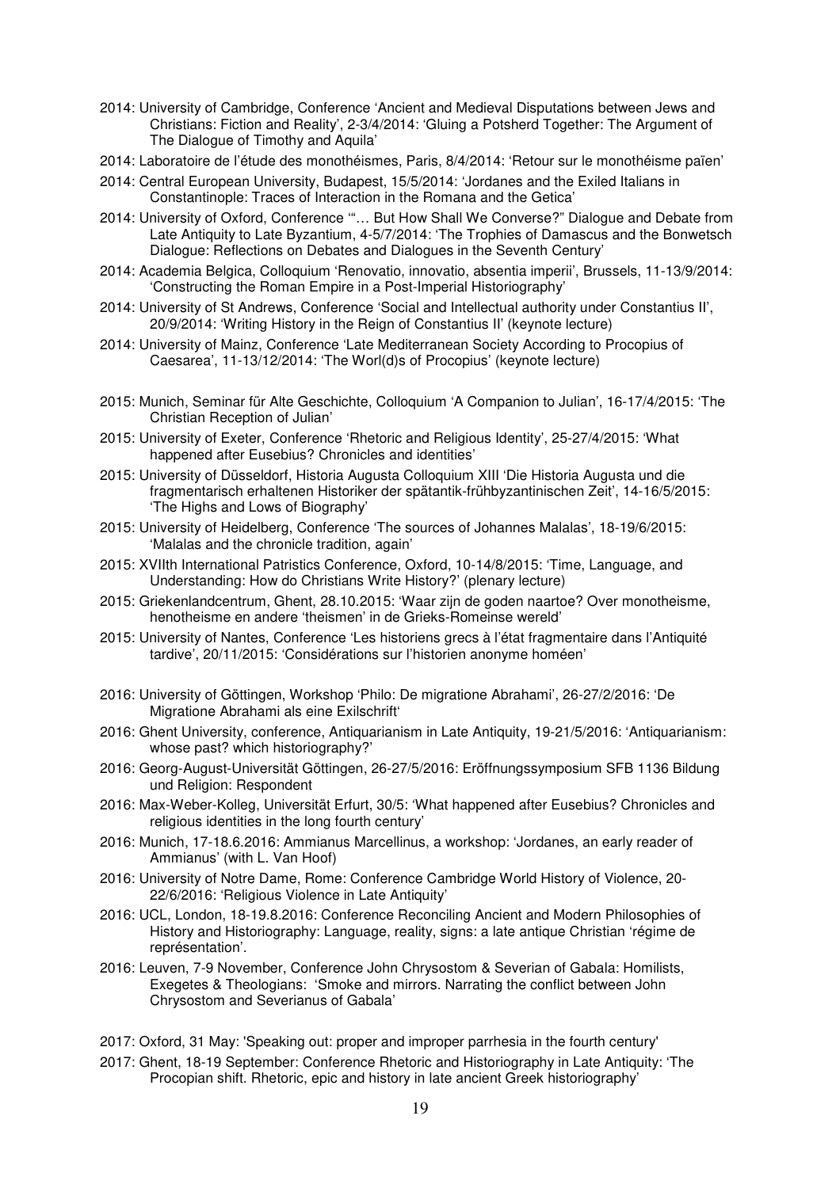2014: University of Cambridge, Conference 'Ancient and Medieval Disputations between Jews and Christians: Fiction and Reality', 2-3/4/2014: 'Gluing a Potsherd Together: The Argument of The Dialogue of Timothy and Aquila'

2014: Laboratoire de l'étude des monothéismes, Paris, 8/4/2014: 'Retour sur le monothéisme païen'

2014: Central European University, Budapest, 15/5/2014: 'Jordanes and the Exiled Italians in Constantinople: Traces of Interaction in the Romana and the Getica'

2014: University of Oxford, Conference '"… But How Shall We Converse?" Dialogue and Debate from Late Antiquity to Late Byzantium, 4-5/7/2014: 'The Trophies of Damascus and the Bonwetsch Dialogue: Reflections on Debates and Dialogues in the Seventh Century'

2014: Academia Belgica, Colloquium 'Renovatio, innovatio, absentia imperii', Brussels, 11-13/9/2014: 'Constructing the Roman Empire in a Post-Imperial Historiography'

2014: University of St Andrews, Conference 'Social and Intellectual authority under Constantius II', 20/9/2014: 'Writing History in the Reign of Constantius II' (keynote lecture)

2014: University of Mainz, Conference 'Late Mediterranean Society According to Procopius of Caesarea', 11-13/12/2014: 'The Worl(d)s of Procopius' (keynote lecture)

2015: Munich, Seminar für Alte Geschichte, Colloquium 'A Companion to Julian', 16-17/4/2015: 'The Christian Reception of Julian'

2015: University of Exeter, Conference 'Rhetoric and Religious Identity', 25-27/4/2015: 'What happened after Eusebius? Chronicles and identities'

2015: University of Düsseldorf, Historia Augusta Colloquium XIII 'Die Historia Augusta und die fragmentarisch erhaltenen Historiker der spätantik-frühbyzantinischen Zeit', 14-16/5/2015: 'The Highs and Lows of Biography'

2015: University of Heidelberg, Conference 'The sources of Johannes Malalas', 18-19/6/2015: 'Malalas and the chronicle tradition, again'

2015: XVIIth International Patristics Conference, Oxford, 10-14/8/2015: 'Time, Language, and Understanding: How do Christians Write History?' (plenary lecture)

2015: Griekenlandcentrum, Ghent, 28.10.2015: 'Waar zijn de goden naartoe? Over monotheisme, henotheisme en andere 'theismen' in de Grieks-Romeinse wereld'

2015: University of Nantes, Conference 'Les historiens grecs à l'état fragmentaire dans l'Antiquité tardive', 20/11/2015: 'Considérations sur l'historien anonyme homéen'

2016: University of Göttingen, Workshop 'Philo: De migratione Abrahami', 26-27/2/2016: 'De Migratione Abrahami als eine Exilschrift'

2016: Ghent University, conference, Antiquarianism in Late Antiquity, 19-21/5/2016: 'Antiquarianism: whose past? which historiography?'

2016: Georg-August-Universität Göttingen, 26-27/5/2016: Eröffnungssymposium SFB 1136 Bildung und Religion: Respondent

2016: Max-Weber-Kolleg, Universität Erfurt, 30/5: 'What happened after Eusebius? Chronicles and religious identities in the long fourth century'

2016: Munich, 17-18.6.2016: Ammianus Marcellinus, a workshop: 'Jordanes, an early reader of Ammianus' (with L. Van Hoof)

2016: University of Notre Dame, Rome: Conference Cambridge World History of Violence, 20-22/6/2016: 'Religious Violence in Late Antiquity'

2016: UCL, London, 18-19.8.2016: Conference Reconciling Ancient and Modern Philosophies of History and Historiography: Language, reality, signs: a late antique Christian 'régime de représentation'.

2016: Leuven, 7-9 November, Conference John Chrysostom & Severian of Gabala: Homilists, Exegetes & Theologians: 'Smoke and mirrors. Narrating the conflict between John Chrysostom and Severianus of Gabala'

2017: Oxford, 31 May: 'Speaking out: proper and improper parrhesia in the fourth century'

2017: Ghent, 18-19 September: Conference Rhetoric and Historiography in Late Antiquity: 'The Procopian shift. Rhetoric, epic and history in late ancient Greek historiography'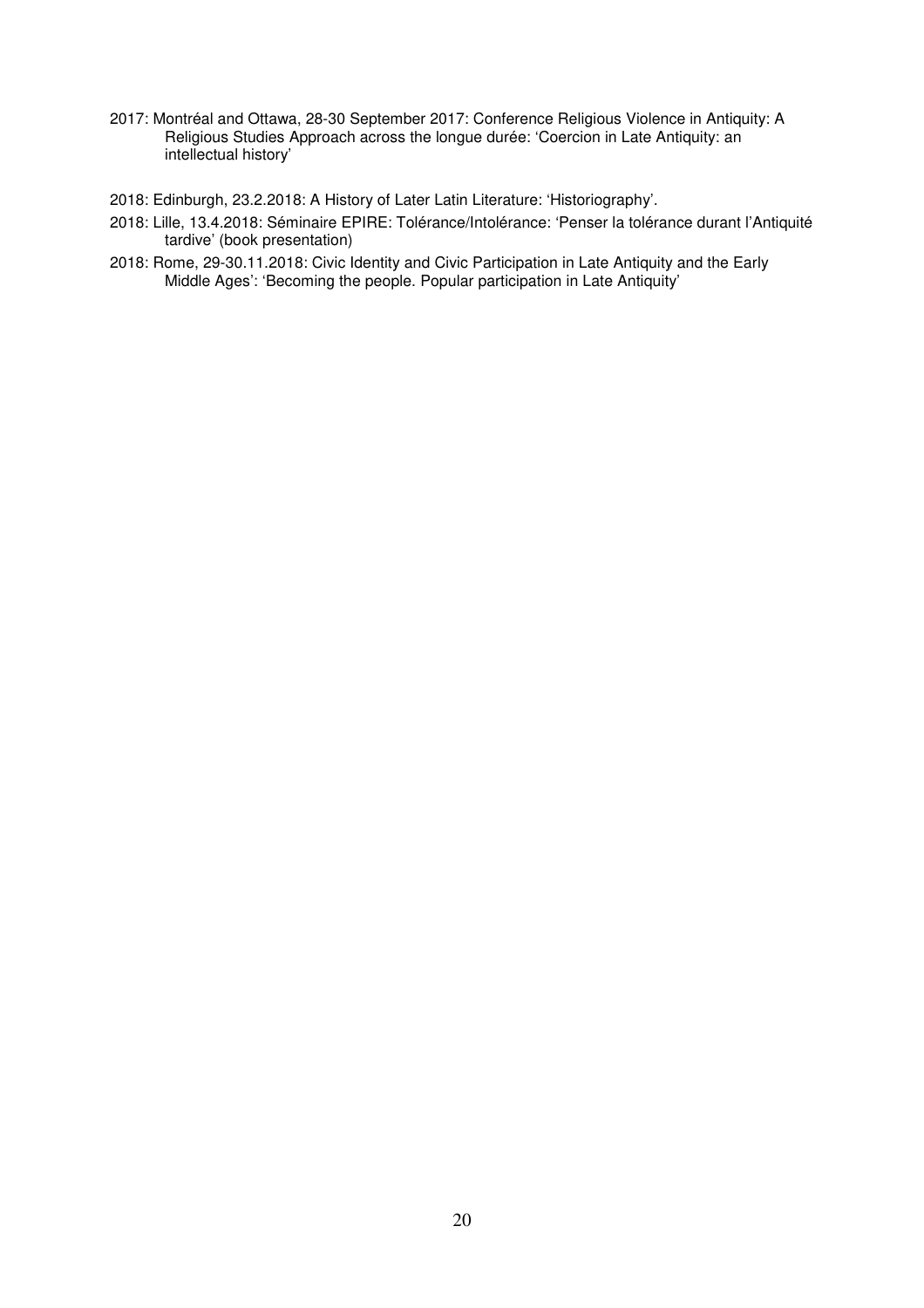2017: Montréal and Ottawa, 28-30 September 2017: Conference Religious Violence in Antiquity: A Religious Studies Approach across the longue durée: 'Coercion in Late Antiquity: an intellectual history'

2018: Edinburgh, 23.2.2018: A History of Later Latin Literature: 'Historiography'.

2018: Lille, 13.4.2018: Séminaire EPIRE: Tolérance/Intolérance: 'Penser la tolérance durant l'Antiquité tardive' (book presentation)

2018: Rome, 29-30.11.2018: Civic Identity and Civic Participation in Late Antiquity and the Early Middle Ages': 'Becoming the people. Popular participation in Late Antiquity'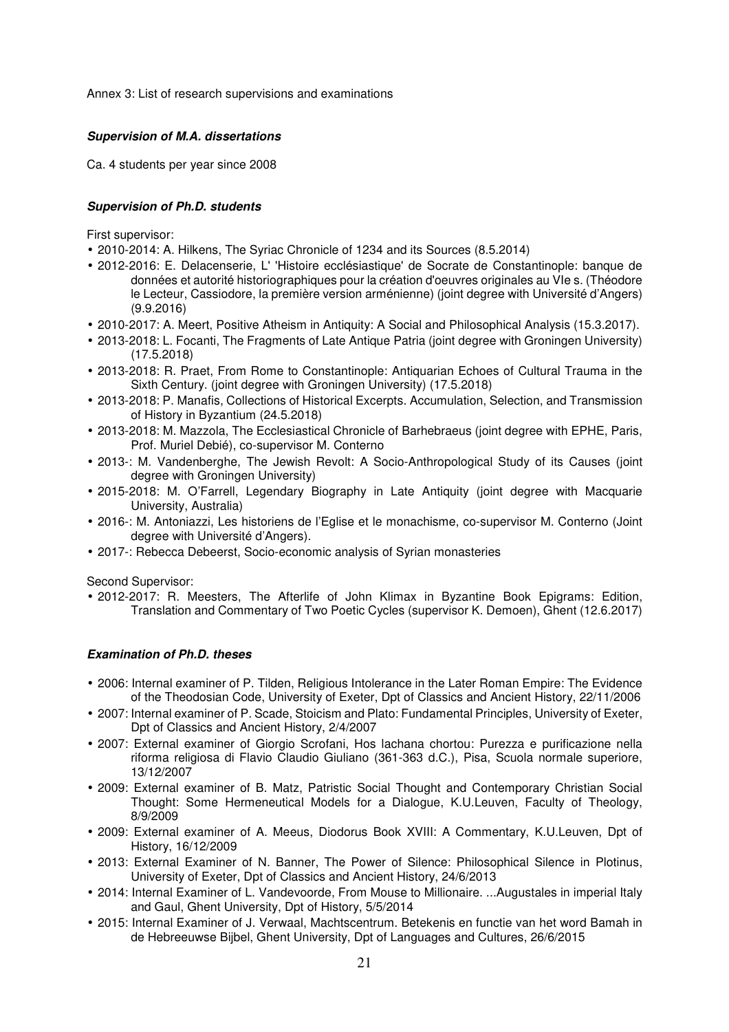Annex 3: List of research supervisions and examinations

### ***Supervision of M.A. dissertations***

Ca. 4 students per year since 2008

### ***Supervision of Ph.D. students***

First supervisor:

- 2010-2014: A. Hilkens, The Syriac Chronicle of 1234 and its Sources (8.5.2014)
- 2012-2016: E. Delacenserie, L' 'Histoire ecclésiastique' de Socrate de Constantinople: banque de données et autorité historiographiques pour la création d'oeuvres originales au VIe s. (Théodore le Lecteur, Cassiodore, la première version arménienne) (joint degree with Université d'Angers) (9.9.2016)
- 2010-2017: A. Meert, Positive Atheism in Antiquity: A Social and Philosophical Analysis (15.3.2017).
- 2013-2018: L. Focanti, The Fragments of Late Antique Patria (joint degree with Groningen University) (17.5.2018)
- 2013-2018: R. Praet, From Rome to Constantinople: Antiquarian Echoes of Cultural Trauma in the Sixth Century. (joint degree with Groningen University) (17.5.2018)
- 2013-2018: P. Manafis, Collections of Historical Excerpts. Accumulation, Selection, and Transmission of History in Byzantium (24.5.2018)
- 2013-2018: M. Mazzola, The Ecclesiastical Chronicle of Barhebraeus (joint degree with EPHE, Paris, Prof. Muriel Debié), co-supervisor M. Conterno
- 2013-: M. Vandenberghe, The Jewish Revolt: A Socio-Anthropological Study of its Causes (joint degree with Groningen University)
- 2015-2018: M. O'Farrell, Legendary Biography in Late Antiquity (joint degree with Macquarie University, Australia)
- 2016-: M. Antoniazzi, Les historiens de l'Eglise et le monachisme, co-supervisor M. Conterno (Joint degree with Université d'Angers).
- 2017-: Rebecca Debeerst, Socio-economic analysis of Syrian monasteries

Second Supervisor:

- 2012-2017: R. Meesters, The Afterlife of John Klimax in Byzantine Book Epigrams: Edition, Translation and Commentary of Two Poetic Cycles (supervisor K. Demoen), Ghent (12.6.2017)

### ***Examination of Ph.D. theses***

- 2006: Internal examiner of P. Tilden, Religious Intolerance in the Later Roman Empire: The Evidence of the Theodosian Code, University of Exeter, Dpt of Classics and Ancient History, 22/11/2006
- 2007: Internal examiner of P. Scade, Stoicism and Plato: Fundamental Principles, University of Exeter, Dpt of Classics and Ancient History, 2/4/2007
- 2007: External examiner of Giorgio Scrofani, Hos lachana chortou: Purezza e purificazione nella riforma religiosa di Flavio Claudio Giuliano (361-363 d.C.), Pisa, Scuola normale superiore, 13/12/2007
- 2009: External examiner of B. Matz, Patristic Social Thought and Contemporary Christian Social Thought: Some Hermeneutical Models for a Dialogue, K.U.Leuven, Faculty of Theology, 8/9/2009
- 2009: External examiner of A. Meeus, Diodorus Book XVIII: A Commentary, K.U.Leuven, Dpt of History, 16/12/2009
- 2013: External Examiner of N. Banner, The Power of Silence: Philosophical Silence in Plotinus, University of Exeter, Dpt of Classics and Ancient History, 24/6/2013
- 2014: Internal Examiner of L. Vandevoorde, From Mouse to Millionaire. ...Augustales in imperial Italy and Gaul, Ghent University, Dpt of History, 5/5/2014
- 2015: Internal Examiner of J. Verwaal, Machtscentrum. Betekenis en functie van het word Bamah in de Hebreeuwse Bijbel, Ghent University, Dpt of Languages and Cultures, 26/6/2015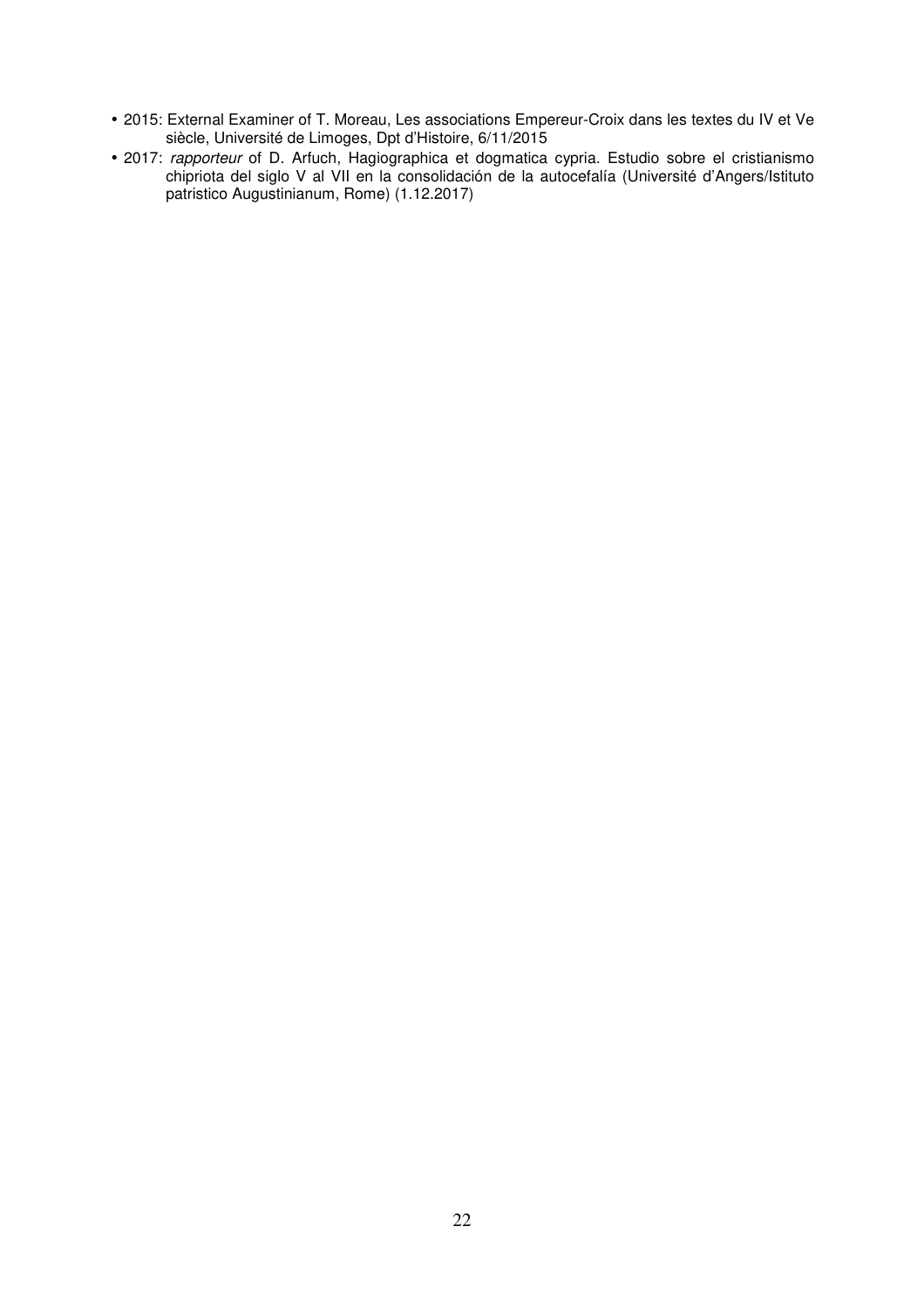- 2015: External Examiner of T. Moreau, Les associations Empereur-Croix dans les textes du IV et Ve siècle, Université de Limoges, Dpt d'Histoire, 6/11/2015
- 2017: *rapporteur* of D. Arfuch, Hagiographica et dogmatica cypria. Estudio sobre el cristianismo chipriota del siglo V al VII en la consolidación de la autocefalía (Université d'Angers/Istituto patristico Augustinianum, Rome) (1.12.2017)